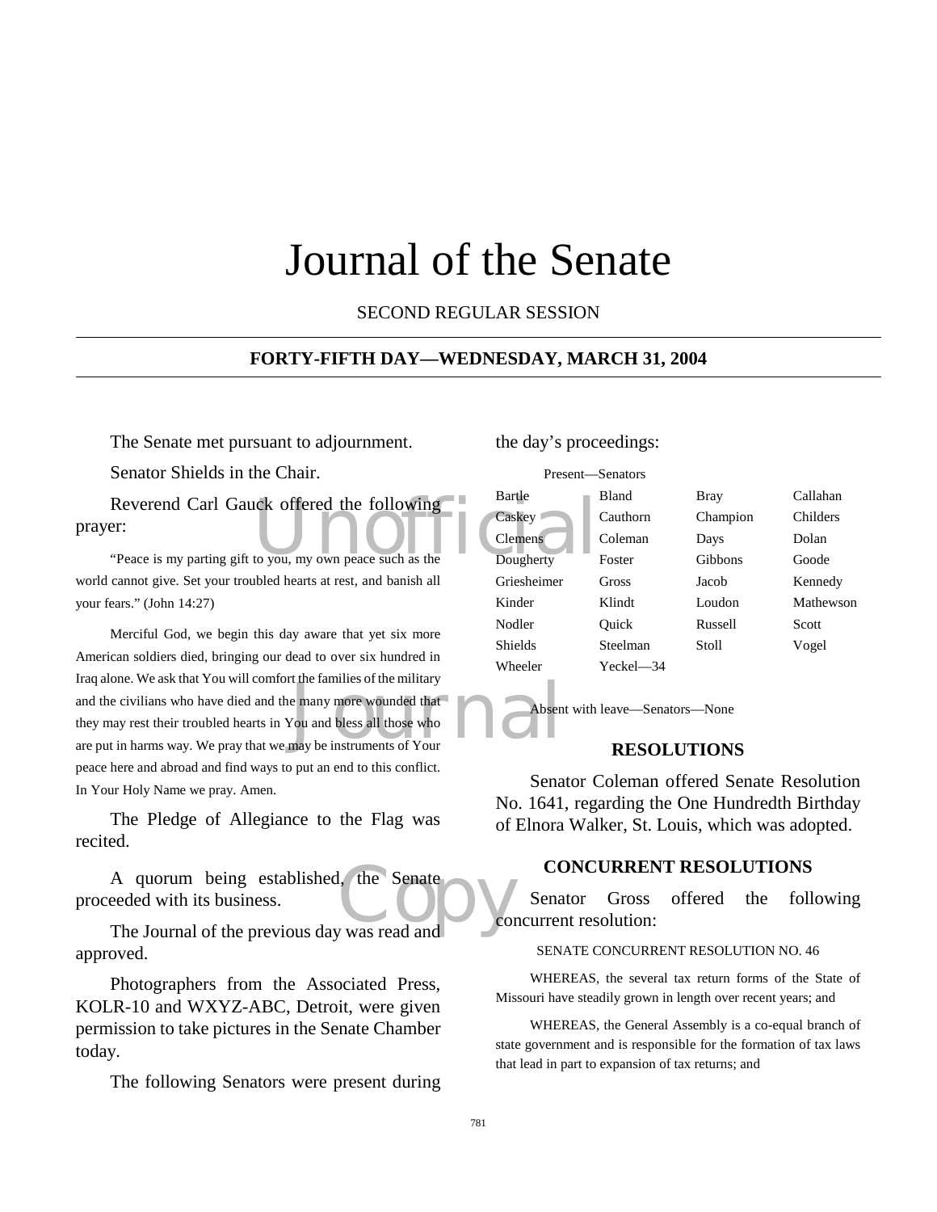# Journal of the Senate

SECOND REGULAR SESSION

## FORTY-FIFTH DAY—WEDNESDAY, MARCH 31, 2004

The Senate met pursuant to adjournment.

Senator Shields in the Chair.

Reverend Carl Gauck offered the following prayer:

"Peace is my parting gift to you, my own peace such as the world cannot give. Set your troubled hearts at rest, and banish all your fears." (John 14:27)

Merciful God, we begin this day aware that yet six more American soldiers died, bringing our dead to over six hundred in Iraq alone. We ask that You will comfort the families of the military and the civilians who have died and the many more wounded that they may rest their troubled hearts in You and bless all those who are put in harms way. We pray that we may be instruments of Your peace here and abroad and find ways to put an end to this conflict. In Your Holy Name we pray. Amen.

The Pledge of Allegiance to the Flag was recited.

A quorum being established, the Senate proceeded with its business.

The Journal of the previous day was read and approved.

Photographers from the Associated Press, KOLR-10 and WXYZ-ABC, Detroit, were given permission to take pictures in the Senate Chamber today.

The following Senators were present during the day's proceedings:

Present—Senators

| | | | |
|---|---|---|---|
| Bartle | Bland | Bray | Callahan |
| Caskey | Cauthorn | Champion | Childers |
| Clemens | Coleman | Days | Dolan |
| Dougherty | Foster | Gibbons | Goode |
| Griesheimer | Gross | Jacob | Kennedy |
| Kinder | Klindt | Loudon | Mathewson |
| Nodler | Quick | Russell | Scott |
| Shields | Steelman | Stoll | Vogel |
| Wheeler | Yeckel—34 | | |

Absent with leave—Senators—None

### RESOLUTIONS

Senator Coleman offered Senate Resolution No. 1641, regarding the One Hundredth Birthday of Elnora Walker, St. Louis, which was adopted.

### CONCURRENT RESOLUTIONS

Senator Gross offered the following concurrent resolution:

SENATE CONCURRENT RESOLUTION NO. 46

WHEREAS, the several tax return forms of the State of Missouri have steadily grown in length over recent years; and

WHEREAS, the General Assembly is a co-equal branch of state government and is responsible for the formation of tax laws that lead in part to expansion of tax returns; and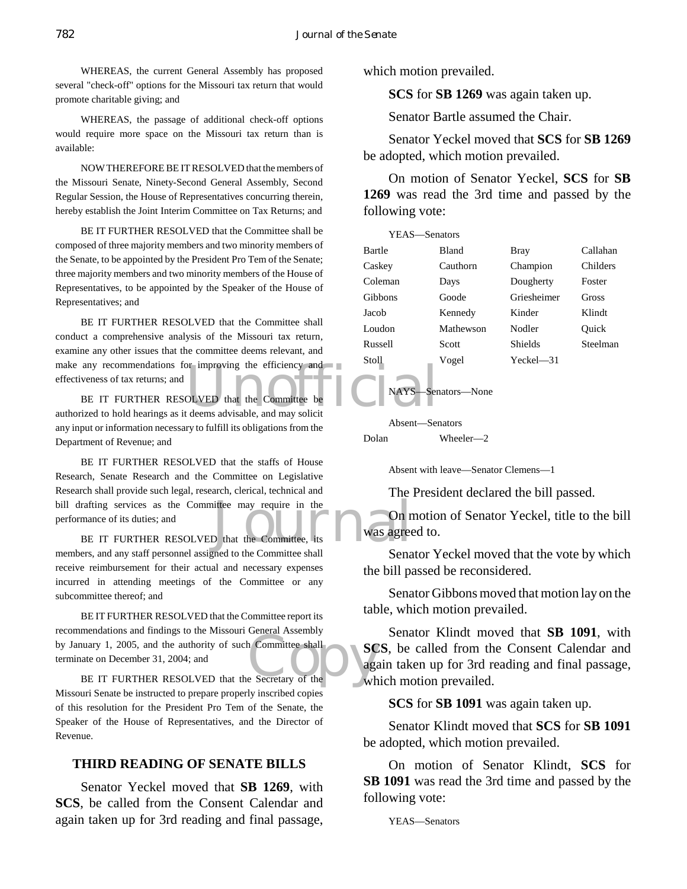WHEREAS, the current General Assembly has proposed several "check-off" options for the Missouri tax return that would promote charitable giving; and

WHEREAS, the passage of additional check-off options would require more space on the Missouri tax return than is available:

NOW THEREFORE BE IT RESOLVED that the members of the Missouri Senate, Ninety-Second General Assembly, Second Regular Session, the House of Representatives concurring therein, hereby establish the Joint Interim Committee on Tax Returns; and

BE IT FURTHER RESOLVED that the Committee shall be composed of three majority members and two minority members of the Senate, to be appointed by the President Pro Tem of the Senate; three majority members and two minority members of the House of Representatives, to be appointed by the Speaker of the House of Representatives; and

BE IT FURTHER RESOLVED that the Committee shall conduct a comprehensive analysis of the Missouri tax return, examine any other issues that the committee deems relevant, and make any recommendations for improving the efficiency and effectiveness of tax returns; and

BE IT FURTHER RESOLVED that the Committee be authorized to hold hearings as it deems advisable, and may solicit any input or information necessary to fulfill its obligations from the Department of Revenue; and

BE IT FURTHER RESOLVED that the staffs of House Research, Senate Research and the Committee on Legislative Research shall provide such legal, research, clerical, technical and bill drafting services as the Committee may require in the performance of its duties; and

BE IT FURTHER RESOLVED that the Committee, its members, and any staff personnel assigned to the Committee shall receive reimbursement for their actual and necessary expenses incurred in attending meetings of the Committee or any subcommittee thereof; and

BE IT FURTHER RESOLVED that the Committee report its recommendations and findings to the Missouri General Assembly by January 1, 2005, and the authority of such Committee shall terminate on December 31, 2004; and

BE IT FURTHER RESOLVED that the Secretary of the Missouri Senate be instructed to prepare properly inscribed copies of this resolution for the President Pro Tem of the Senate, the Speaker of the House of Representatives, and the Director of Revenue.

## THIRD READING OF SENATE BILLS

Senator Yeckel moved that **SB 1269**, with **SCS**, be called from the Consent Calendar and again taken up for 3rd reading and final passage, which motion prevailed.

**SCS** for **SB 1269** was again taken up.

Senator Bartle assumed the Chair.

Senator Yeckel moved that **SCS** for **SB 1269** be adopted, which motion prevailed.

On motion of Senator Yeckel, **SCS** for **SB 1269** was read the 3rd time and passed by the following vote:

YEAS—Senators

| | | | |
|---|---|---|---|
| Bartle | Bland | Bray | Callahan |
| Caskey | Cauthorn | Champion | Childers |
| Coleman | Days | Dougherty | Foster |
| Gibbons | Goode | Griesheimer | Gross |
| Jacob | Kennedy | Kinder | Klindt |
| Loudon | Mathewson | Nodler | Quick |
| Russell | Scott | Shields | Steelman |
| Stoll | Vogel | Yeckel—31 | |

NAYS—Senators—None

Absent—Senators

| | |
|---|---|
| Dolan | Wheeler—2 |

Absent with leave—Senator Clemens—1

The President declared the bill passed.

On motion of Senator Yeckel, title to the bill was agreed to.

Senator Yeckel moved that the vote by which the bill passed be reconsidered.

Senator Gibbons moved that motion lay on the table, which motion prevailed.

Senator Klindt moved that **SB 1091**, with **SCS**, be called from the Consent Calendar and again taken up for 3rd reading and final passage, which motion prevailed.

**SCS** for **SB 1091** was again taken up.

Senator Klindt moved that **SCS** for **SB 1091** be adopted, which motion prevailed.

On motion of Senator Klindt, **SCS** for **SB 1091** was read the 3rd time and passed by the following vote:

YEAS—Senators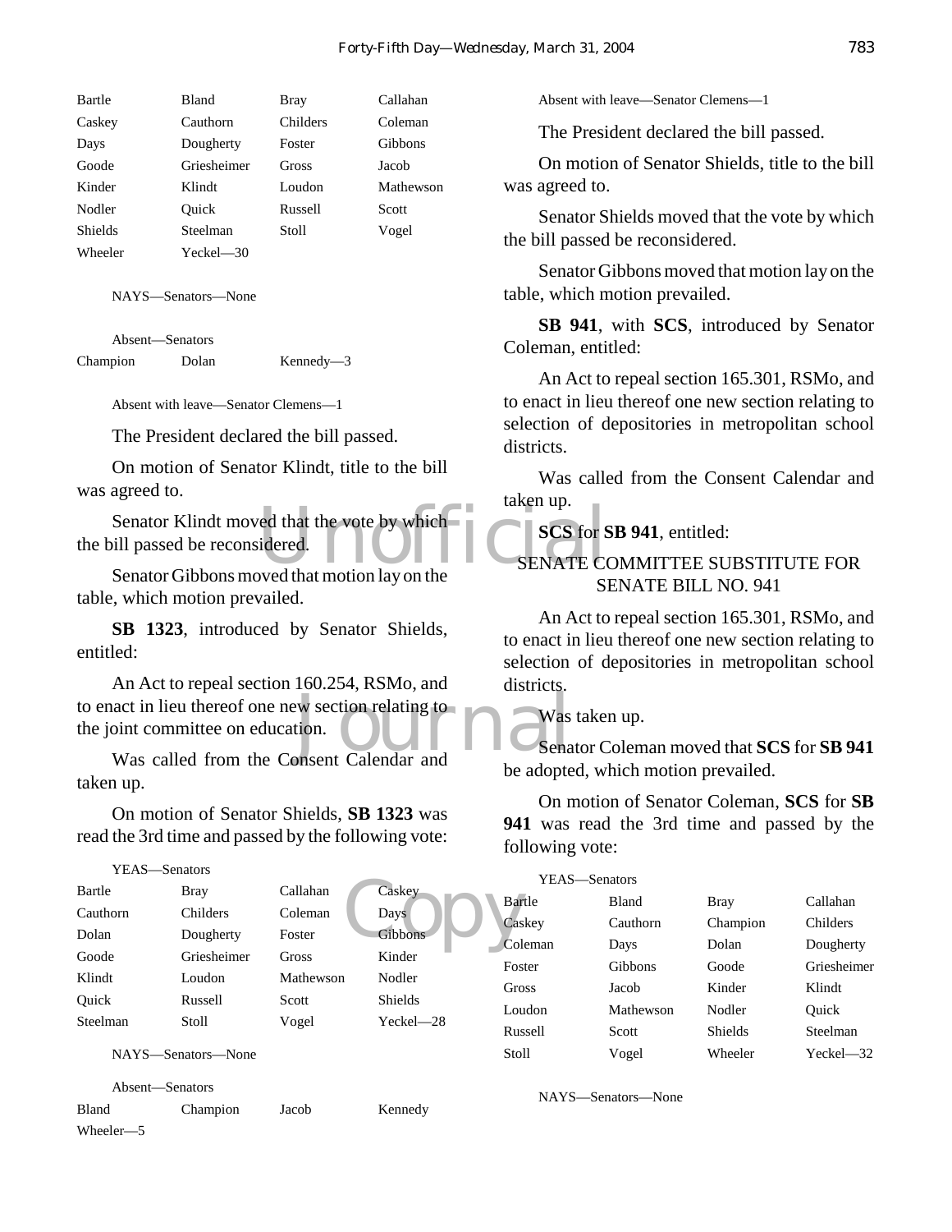| | | | |
|---|---|---|---|
| Bartle | Bland | Bray | Callahan |
| Caskey | Cauthorn | Childers | Coleman |
| Days | Dougherty | Foster | Gibbons |
| Goode | Griesheimer | Gross | Jacob |
| Kinder | Klindt | Loudon | Mathewson |
| Nodler | Quick | Russell | Scott |
| Shields | Steelman | Stoll | Vogel |
| Wheeler | Yeckel—30 | | |

NAYS—Senators—None

Absent—Senators

| | | |
|---|---|---|
| Champion | Dolan | Kennedy—3 |

Absent with leave—Senator Clemens—1

The President declared the bill passed.

On motion of Senator Klindt, title to the bill was agreed to.

Senator Klindt moved that the vote by which the bill passed be reconsidered.

Senator Gibbons moved that motion lay on the table, which motion prevailed.

**SB 1323**, introduced by Senator Shields, entitled:

An Act to repeal section 160.254, RSMo, and to enact in lieu thereof one new section relating to the joint committee on education.

Was called from the Consent Calendar and taken up.

On motion of Senator Shields, **SB 1323** was read the 3rd time and passed by the following vote:

YEAS—Senators

| | | | |
|---|---|---|---|
| Bartle | Bray | Callahan | Caskey |
| Cauthorn | Childers | Coleman | Days |
| Dolan | Dougherty | Foster | Gibbons |
| Goode | Griesheimer | Gross | Kinder |
| Klindt | Loudon | Mathewson | Nodler |
| Quick | Russell | Scott | Shields |
| Steelman | Stoll | Vogel | Yeckel—28 |

NAYS—Senators—None

Absent—Senators

| | | | |
|---|---|---|---|
| Bland | Champion | Jacob | Kennedy |
| Wheeler—5 | | | |

Absent with leave—Senator Clemens—1

The President declared the bill passed.

On motion of Senator Shields, title to the bill was agreed to.

Senator Shields moved that the vote by which the bill passed be reconsidered.

Senator Gibbons moved that motion lay on the table, which motion prevailed.

**SB 941**, with **SCS**, introduced by Senator Coleman, entitled:

An Act to repeal section 165.301, RSMo, and to enact in lieu thereof one new section relating to selection of depositories in metropolitan school districts.

Was called from the Consent Calendar and taken up.

**SCS** for **SB 941**, entitled:

SENATE COMMITTEE SUBSTITUTE FOR SENATE BILL NO. 941

An Act to repeal section 165.301, RSMo, and to enact in lieu thereof one new section relating to selection of depositories in metropolitan school districts.

Was taken up.

Senator Coleman moved that **SCS** for **SB 941** be adopted, which motion prevailed.

On motion of Senator Coleman, **SCS** for **SB 941** was read the 3rd time and passed by the following vote:

YEAS—Senators

| | | | |
|---|---|---|---|
| Bartle | Bland | Bray | Callahan |
| Caskey | Cauthorn | Champion | Childers |
| Coleman | Days | Dolan | Dougherty |
| Foster | Gibbons | Goode | Griesheimer |
| Gross | Jacob | Kinder | Klindt |
| Loudon | Mathewson | Nodler | Quick |
| Russell | Scott | Shields | Steelman |
| Stoll | Vogel | Wheeler | Yeckel—32 |

NAYS—Senators—None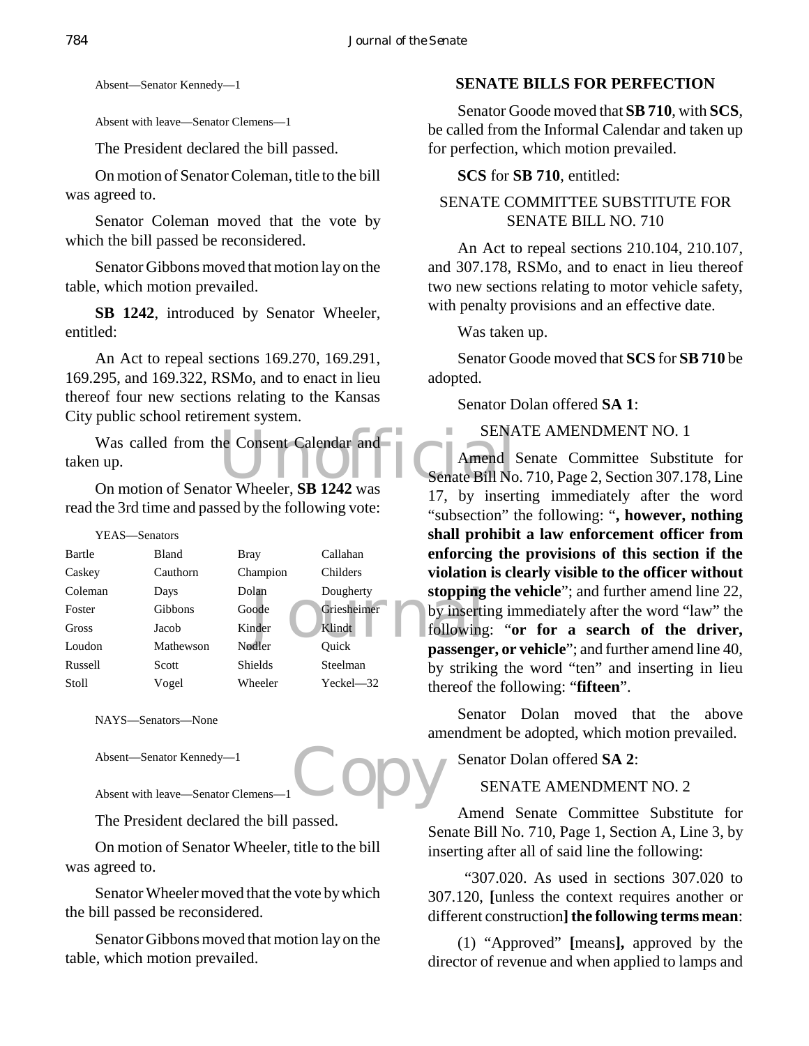Absent—Senator Kennedy—1

Absent with leave—Senator Clemens—1

The President declared the bill passed.

On motion of Senator Coleman, title to the bill was agreed to.

Senator Coleman moved that the vote by which the bill passed be reconsidered.

Senator Gibbons moved that motion lay on the table, which motion prevailed.

**SB 1242**, introduced by Senator Wheeler, entitled:

An Act to repeal sections 169.270, 169.291, 169.295, and 169.322, RSMo, and to enact in lieu thereof four new sections relating to the Kansas City public school retirement system.

Was called from the Consent Calendar and taken up.

On motion of Senator Wheeler, **SB 1242** was read the 3rd time and passed by the following vote:

YEAS—Senators

| | | | |
|---|---|---|---|
| Bartle | Bland | Bray | Callahan |
| Caskey | Cauthorn | Champion | Childers |
| Coleman | Days | Dolan | Dougherty |
| Foster | Gibbons | Goode | Griesheimer |
| Gross | Jacob | Kinder | Klindt |
| Loudon | Mathewson | Nodler | Quick |
| Russell | Scott | Shields | Steelman |
| Stoll | Vogel | Wheeler | Yeckel—32 |

NAYS—Senators—None

Absent—Senator Kennedy—1

Absent with leave—Senator Clemens—1

The President declared the bill passed.

On motion of Senator Wheeler, title to the bill was agreed to.

Senator Wheeler moved that the vote by which the bill passed be reconsidered.

Senator Gibbons moved that motion lay on the table, which motion prevailed.

## SENATE BILLS FOR PERFECTION

Senator Goode moved that **SB 710**, with **SCS**, be called from the Informal Calendar and taken up for perfection, which motion prevailed.

**SCS** for **SB 710**, entitled:

SENATE COMMITTEE SUBSTITUTE FOR SENATE BILL NO. 710

An Act to repeal sections 210.104, 210.107, and 307.178, RSMo, and to enact in lieu thereof two new sections relating to motor vehicle safety, with penalty provisions and an effective date.

Was taken up.

Senator Goode moved that **SCS** for **SB 710** be adopted.

Senator Dolan offered **SA 1**:

SENATE AMENDMENT NO. 1

Amend Senate Committee Substitute for Senate Bill No. 710, Page 2, Section 307.178, Line 17, by inserting immediately after the word "subsection" the following: "**, however, nothing shall prohibit a law enforcement officer from enforcing the provisions of this section if the violation is clearly visible to the officer without stopping the vehicle**"; and further amend line 22, by inserting immediately after the word "law" the following: "**or for a search of the driver, passenger, or vehicle**"; and further amend line 40, by striking the word "ten" and inserting in lieu thereof the following: "**fifteen**".

Senator Dolan moved that the above amendment be adopted, which motion prevailed.

Senator Dolan offered **SA 2**:

SENATE AMENDMENT NO. 2

Amend Senate Committee Substitute for Senate Bill No. 710, Page 1, Section A, Line 3, by inserting after all of said line the following:

"307.020. As used in sections 307.020 to 307.120, **[**unless the context requires another or different construction**] the following terms mean**:

(1) "Approved" **[**means**],** approved by the director of revenue and when applied to lamps and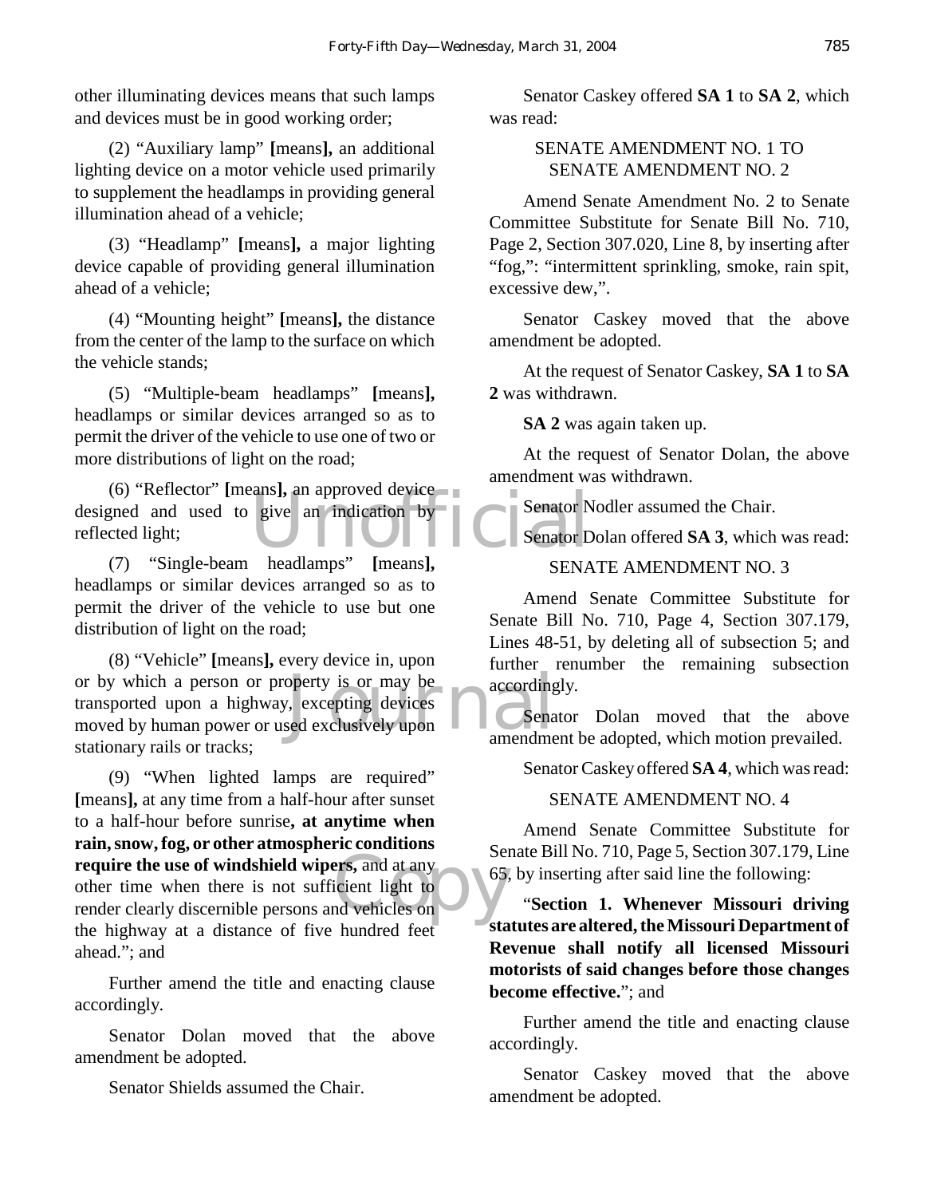other illuminating devices means that such lamps and devices must be in good working order;

(2) "Auxiliary lamp" **[**means**],** an additional lighting device on a motor vehicle used primarily to supplement the headlamps in providing general illumination ahead of a vehicle;

(3) "Headlamp" **[**means**],** a major lighting device capable of providing general illumination ahead of a vehicle;

(4) "Mounting height" **[**means**],** the distance from the center of the lamp to the surface on which the vehicle stands;

(5) "Multiple-beam headlamps" **[**means**],** headlamps or similar devices arranged so as to permit the driver of the vehicle to use one of two or more distributions of light on the road;

(6) "Reflector" **[**means**],** an approved device designed and used to give an indication by reflected light;

(7) "Single-beam headlamps" **[**means**],** headlamps or similar devices arranged so as to permit the driver of the vehicle to use but one distribution of light on the road;

(8) "Vehicle" **[**means**],** every device in, upon or by which a person or property is or may be transported upon a highway, excepting devices moved by human power or used exclusively upon stationary rails or tracks;

(9) "When lighted lamps are required" **[**means**],** at any time from a half-hour after sunset to a half-hour before sunrise**, at anytime when rain, snow, fog, or other atmospheric conditions require the use of windshield wipers,** and at any other time when there is not sufficient light to render clearly discernible persons and vehicles on the highway at a distance of five hundred feet ahead."; and

Further amend the title and enacting clause accordingly.

Senator Dolan moved that the above amendment be adopted.

Senator Shields assumed the Chair.

Senator Caskey offered **SA 1** to **SA 2**, which was read:

SENATE AMENDMENT NO. 1 TO SENATE AMENDMENT NO. 2

Amend Senate Amendment No. 2 to Senate Committee Substitute for Senate Bill No. 710, Page 2, Section 307.020, Line 8, by inserting after "fog,": "intermittent sprinkling, smoke, rain spit, excessive dew,".

Senator Caskey moved that the above amendment be adopted.

At the request of Senator Caskey, **SA 1** to **SA 2** was withdrawn.

**SA 2** was again taken up.

At the request of Senator Dolan, the above amendment was withdrawn.

Senator Nodler assumed the Chair.

Senator Dolan offered **SA 3**, which was read:

SENATE AMENDMENT NO. 3

Amend Senate Committee Substitute for Senate Bill No. 710, Page 4, Section 307.179, Lines 48-51, by deleting all of subsection 5; and further renumber the remaining subsection accordingly.

Senator Dolan moved that the above amendment be adopted, which motion prevailed.

Senator Caskey offered **SA 4**, which was read:

SENATE AMENDMENT NO. 4

Amend Senate Committee Substitute for Senate Bill No. 710, Page 5, Section 307.179, Line 65, by inserting after said line the following:

"**Section 1. Whenever Missouri driving statutes are altered, the Missouri Department of Revenue shall notify all licensed Missouri motorists of said changes before those changes become effective.**"; and

Further amend the title and enacting clause accordingly.

Senator Caskey moved that the above amendment be adopted.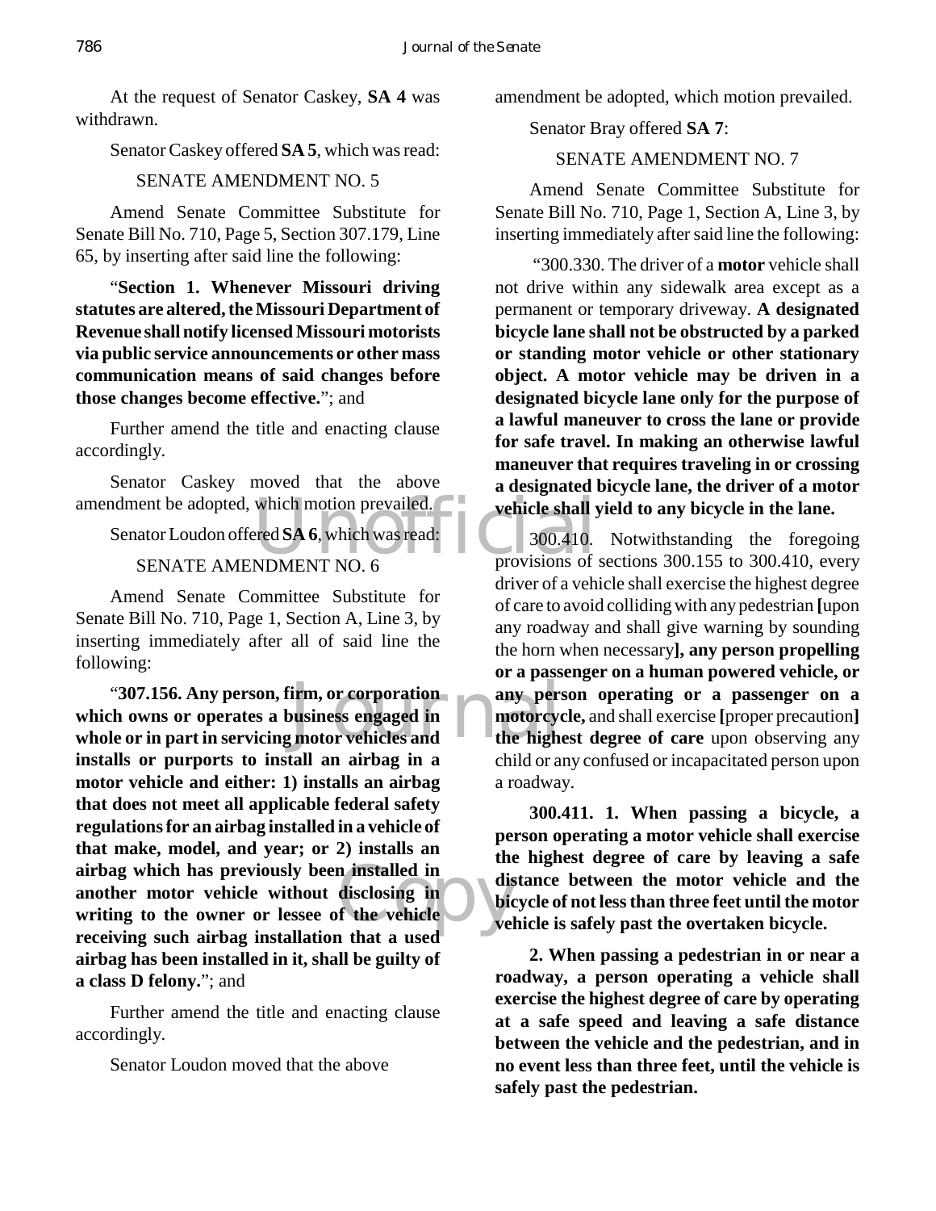At the request of Senator Caskey, **SA 4** was withdrawn.

Senator Caskey offered **SA 5**, which was read:

SENATE AMENDMENT NO. 5

Amend Senate Committee Substitute for Senate Bill No. 710, Page 5, Section 307.179, Line 65, by inserting after said line the following:

"**Section 1. Whenever Missouri driving statutes are altered, the Missouri Department of Revenue shall notify licensed Missouri motorists via public service announcements or other mass communication means of said changes before those changes become effective.**"; and

Further amend the title and enacting clause accordingly.

Senator Caskey moved that the above amendment be adopted, which motion prevailed.

Senator Loudon offered **SA 6**, which was read:

SENATE AMENDMENT NO. 6

Amend Senate Committee Substitute for Senate Bill No. 710, Page 1, Section A, Line 3, by inserting immediately after all of said line the following:

"**307.156. Any person, firm, or corporation which owns or operates a business engaged in whole or in part in servicing motor vehicles and installs or purports to install an airbag in a motor vehicle and either: 1) installs an airbag that does not meet all applicable federal safety regulations for an airbag installed in a vehicle of that make, model, and year; or 2) installs an airbag which has previously been installed in another motor vehicle without disclosing in writing to the owner or lessee of the vehicle receiving such airbag installation that a used airbag has been installed in it, shall be guilty of a class D felony.**"; and

Further amend the title and enacting clause accordingly.

Senator Loudon moved that the above amendment be adopted, which motion prevailed.

Senator Bray offered **SA 7**:

SENATE AMENDMENT NO. 7

Amend Senate Committee Substitute for Senate Bill No. 710, Page 1, Section A, Line 3, by inserting immediately after said line the following:

"300.330. The driver of a **motor** vehicle shall not drive within any sidewalk area except as a permanent or temporary driveway. **A designated bicycle lane shall not be obstructed by a parked or standing motor vehicle or other stationary object. A motor vehicle may be driven in a designated bicycle lane only for the purpose of a lawful maneuver to cross the lane or provide for safe travel. In making an otherwise lawful maneuver that requires traveling in or crossing a designated bicycle lane, the driver of a motor vehicle shall yield to any bicycle in the lane.**

300.410. Notwithstanding the foregoing provisions of sections 300.155 to 300.410, every driver of a vehicle shall exercise the highest degree of care to avoid colliding with any pedestrian **[**upon any roadway and shall give warning by sounding the horn when necessary**], any person propelling or a passenger on a human powered vehicle, or any person operating or a passenger on a motorcycle,** and shall exercise **[**proper precaution**] the highest degree of care** upon observing any child or any confused or incapacitated person upon a roadway.

**300.411. 1. When passing a bicycle, a person operating a motor vehicle shall exercise the highest degree of care by leaving a safe distance between the motor vehicle and the bicycle of not less than three feet until the motor vehicle is safely past the overtaken bicycle.**

**2. When passing a pedestrian in or near a roadway, a person operating a vehicle shall exercise the highest degree of care by operating at a safe speed and leaving a safe distance between the vehicle and the pedestrian, and in no event less than three feet, until the vehicle is safely past the pedestrian.**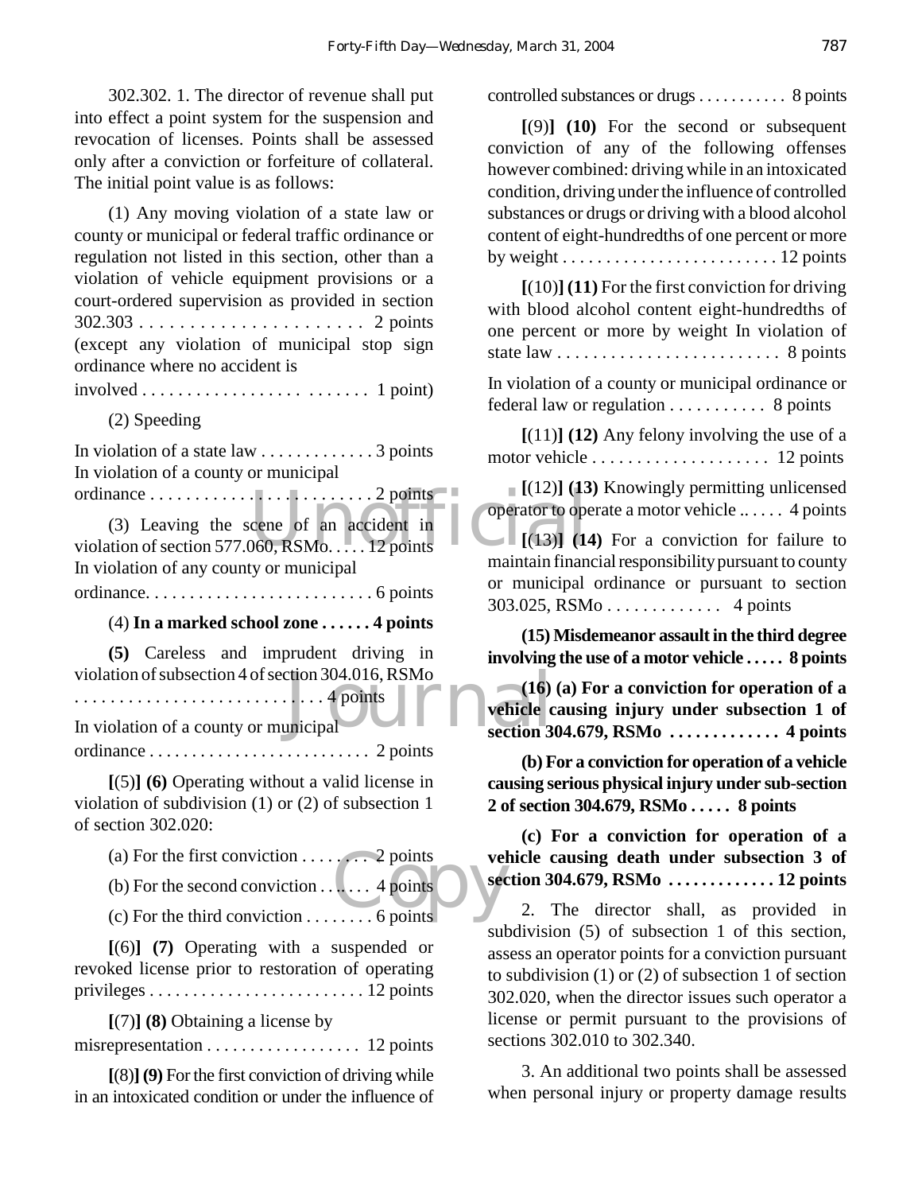302.302. 1. The director of revenue shall put into effect a point system for the suspension and revocation of licenses. Points shall be assessed only after a conviction or forfeiture of collateral. The initial point value is as follows:

(1) Any moving violation of a state law or county or municipal or federal traffic ordinance or regulation not listed in this section, other than a violation of vehicle equipment provisions or a court-ordered supervision as provided in section 302.303 . . . . . . . . . . . . . . . . . . . . . . 2 points (except any violation of municipal stop sign ordinance where no accident is involved . . . . . . . . . . . . . . . . . . . . . . . 1 point)

(2) Speeding

In violation of a state law . . . . . . . . . . . . . 3 points
In violation of a county or municipal ordinance . . . . . . . . . . . . . . . . . . . . . . . . . 2 points

(3) Leaving the scene of an accident in violation of section 577.060, RSMo. . . . . 12 points
In violation of any county or municipal ordinance. . . . . . . . . . . . . . . . . . . . . . . . . 6 points

(4) **In a marked school zone . . . . . . 4 points**

**(5)** Careless and imprudent driving in violation of subsection 4 of section 304.016, RSMo . . . . . . . . . . . . . . . . . . . . . . . . . . . 4 points
In violation of a county or municipal ordinance . . . . . . . . . . . . . . . . . . . . . . . . . 2 points

**[**(5)**] (6)** Operating without a valid license in violation of subdivision (1) or (2) of subsection 1 of section 302.020:

(a) For the first conviction . . . . . . . . 2 points

(b) For the second conviction . . . . . . . 4 points

(c) For the third conviction . . . . . . . . 6 points

**[**(6)**] (7)** Operating with a suspended or revoked license prior to restoration of operating privileges . . . . . . . . . . . . . . . . . . . . . . . . . 12 points

**[**(7)**] (8)** Obtaining a license by misrepresentation . . . . . . . . . . . . . . . . . . 12 points

**[**(8)**] (9)** For the first conviction of driving while in an intoxicated condition or under the influence of controlled substances or drugs . . . . . . . . . . . 8 points

**[**(9)**] (10)** For the second or subsequent conviction of any of the following offenses however combined: driving while in an intoxicated condition, driving under the influence of controlled substances or drugs or driving with a blood alcohol content of eight-hundredths of one percent or more by weight . . . . . . . . . . . . . . . . . . . . . . . . . 12 points

**[**(10)**] (11)** For the first conviction for driving with blood alcohol content eight-hundredths of one percent or more by weight In violation of state law . . . . . . . . . . . . . . . . . . . . . . . . . 8 points

In violation of a county or municipal ordinance or federal law or regulation . . . . . . . . . . . 8 points

**[**(11)**] (12)** Any felony involving the use of a motor vehicle . . . . . . . . . . . . . . . . . . . . 12 points

**[**(12)**] (13)** Knowingly permitting unlicensed operator to operate a motor vehicle .. . . . . 4 points

**[**(13)**] (14)** For a conviction for failure to maintain financial responsibility pursuant to county or municipal ordinance or pursuant to section 303.025, RSMo . . . . . . . . . . . . . 4 points

**(15) Misdemeanor assault in the third degree involving the use of a motor vehicle . . . . . 8 points**

**(16) (a) For a conviction for operation of a vehicle causing injury under subsection 1 of section 304.679, RSMo . . . . . . . . . . . . . 4 points**

**(b) For a conviction for operation of a vehicle causing serious physical injury under sub-section 2 of section 304.679, RSMo . . . . . 8 points**

**(c) For a conviction for operation of a vehicle causing death under subsection 3 of section 304.679, RSMo . . . . . . . . . . . . . 12 points**

2. The director shall, as provided in subdivision (5) of subsection 1 of this section, assess an operator points for a conviction pursuant to subdivision (1) or (2) of subsection 1 of section 302.020, when the director issues such operator a license or permit pursuant to the provisions of sections 302.010 to 302.340.

3. An additional two points shall be assessed when personal injury or property damage results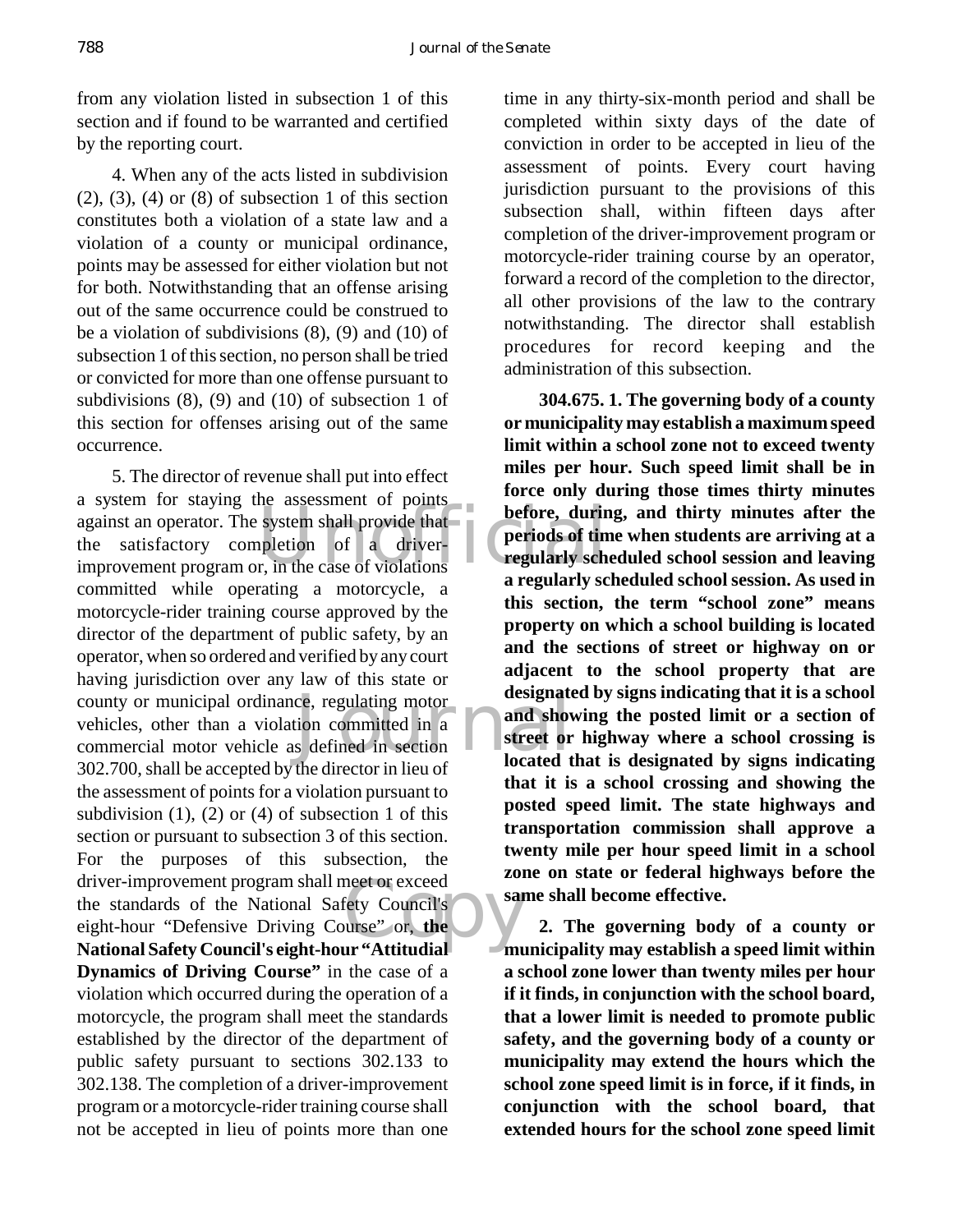from any violation listed in subsection 1 of this section and if found to be warranted and certified by the reporting court.

4. When any of the acts listed in subdivision (2), (3), (4) or (8) of subsection 1 of this section constitutes both a violation of a state law and a violation of a county or municipal ordinance, points may be assessed for either violation but not for both. Notwithstanding that an offense arising out of the same occurrence could be construed to be a violation of subdivisions (8), (9) and (10) of subsection 1 of this section, no person shall be tried or convicted for more than one offense pursuant to subdivisions (8), (9) and (10) of subsection 1 of this section for offenses arising out of the same occurrence.

5. The director of revenue shall put into effect a system for staying the assessment of points against an operator. The system shall provide that the satisfactory completion of a driver-improvement program or, in the case of violations committed while operating a motorcycle, a motorcycle-rider training course approved by the director of the department of public safety, by an operator, when so ordered and verified by any court having jurisdiction over any law of this state or county or municipal ordinance, regulating motor vehicles, other than a violation committed in a commercial motor vehicle as defined in section 302.700, shall be accepted by the director in lieu of the assessment of points for a violation pursuant to subdivision (1), (2) or (4) of subsection 1 of this section or pursuant to subsection 3 of this section. For the purposes of this subsection, the driver-improvement program shall meet or exceed the standards of the National Safety Council's eight-hour "Defensive Driving Course" or, **the National Safety Council's eight-hour "Attitudial Dynamics of Driving Course"** in the case of a violation which occurred during the operation of a motorcycle, the program shall meet the standards established by the director of the department of public safety pursuant to sections 302.133 to 302.138. The completion of a driver-improvement program or a motorcycle-rider training course shall not be accepted in lieu of points more than one time in any thirty-six-month period and shall be completed within sixty days of the date of conviction in order to be accepted in lieu of the assessment of points. Every court having jurisdiction pursuant to the provisions of this subsection shall, within fifteen days after completion of the driver-improvement program or motorcycle-rider training course by an operator, forward a record of the completion to the director, all other provisions of the law to the contrary notwithstanding. The director shall establish procedures for record keeping and the administration of this subsection.

**304.675. 1. The governing body of a county or municipality may establish a maximum speed limit within a school zone not to exceed twenty miles per hour. Such speed limit shall be in force only during those times thirty minutes before, during, and thirty minutes after the periods of time when students are arriving at a regularly scheduled school session and leaving a regularly scheduled school session. As used in this section, the term "school zone" means property on which a school building is located and the sections of street or highway on or adjacent to the school property that are designated by signs indicating that it is a school and showing the posted limit or a section of street or highway where a school crossing is located that is designated by signs indicating that it is a school crossing and showing the posted speed limit. The state highways and transportation commission shall approve a twenty mile per hour speed limit in a school zone on state or federal highways before the same shall become effective.**

**2. The governing body of a county or municipality may establish a speed limit within a school zone lower than twenty miles per hour if it finds, in conjunction with the school board, that a lower limit is needed to promote public safety, and the governing body of a county or municipality may extend the hours which the school zone speed limit is in force, if it finds, in conjunction with the school board, that extended hours for the school zone speed limit**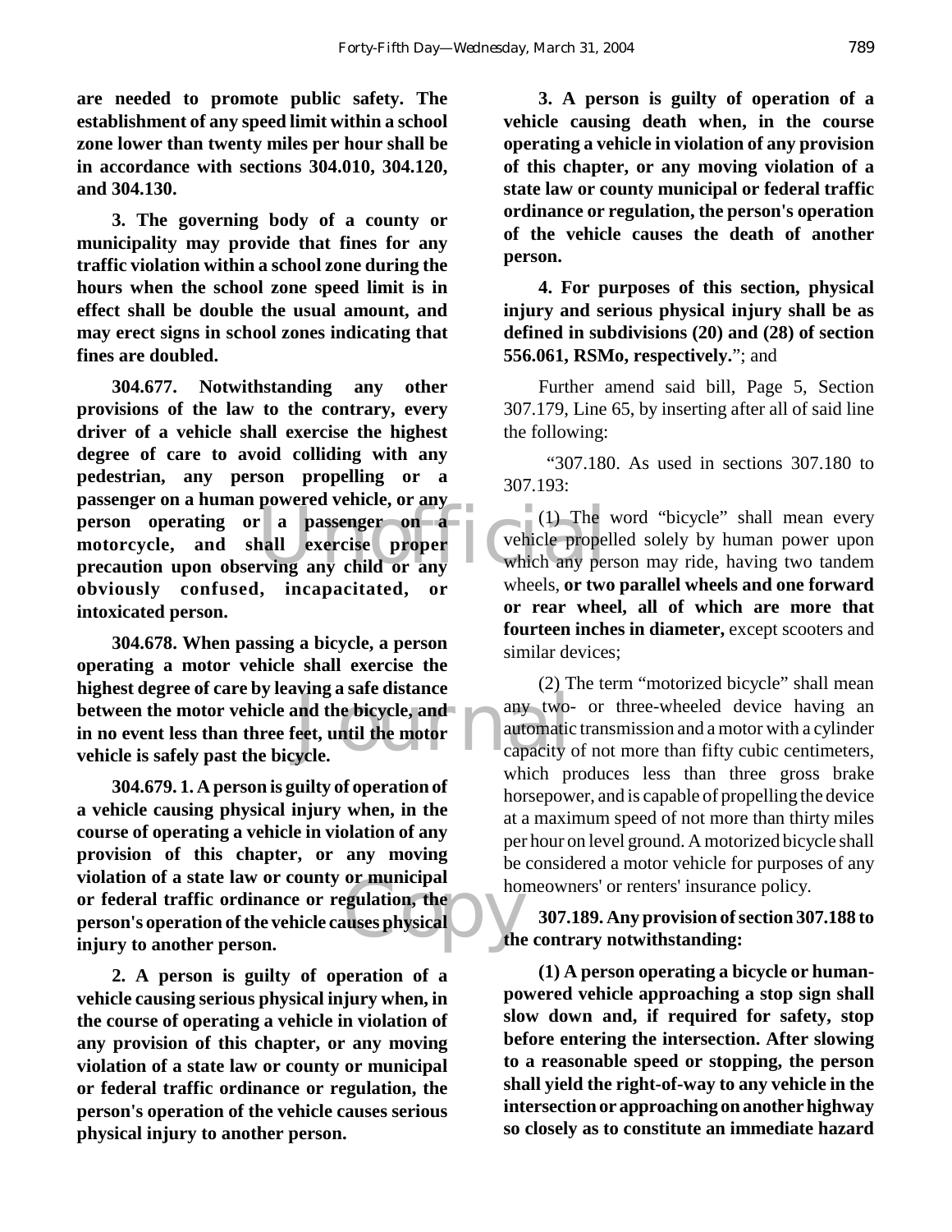**are needed to promote public safety. The establishment of any speed limit within a school zone lower than twenty miles per hour shall be in accordance with sections 304.010, 304.120, and 304.130.**

**3. The governing body of a county or municipality may provide that fines for any traffic violation within a school zone during the hours when the school zone speed limit is in effect shall be double the usual amount, and may erect signs in school zones indicating that fines are doubled.**

**304.677. Notwithstanding any other provisions of the law to the contrary, every driver of a vehicle shall exercise the highest degree of care to avoid colliding with any pedestrian, any person propelling or a passenger on a human powered vehicle, or any person operating or a passenger on a motorcycle, and shall exercise proper precaution upon observing any child or any obviously confused, incapacitated, or intoxicated person.**

**304.678. When passing a bicycle, a person operating a motor vehicle shall exercise the highest degree of care by leaving a safe distance between the motor vehicle and the bicycle, and in no event less than three feet, until the motor vehicle is safely past the bicycle.**

**304.679. 1. A person is guilty of operation of a vehicle causing physical injury when, in the course of operating a vehicle in violation of any provision of this chapter, or any moving violation of a state law or county or municipal or federal traffic ordinance or regulation, the person's operation of the vehicle causes physical injury to another person.**

**2. A person is guilty of operation of a vehicle causing serious physical injury when, in the course of operating a vehicle in violation of any provision of this chapter, or any moving violation of a state law or county or municipal or federal traffic ordinance or regulation, the person's operation of the vehicle causes serious physical injury to another person.**

**3. A person is guilty of operation of a vehicle causing death when, in the course operating a vehicle in violation of any provision of this chapter, or any moving violation of a state law or county municipal or federal traffic ordinance or regulation, the person's operation of the vehicle causes the death of another person.**

**4. For purposes of this section, physical injury and serious physical injury shall be as defined in subdivisions (20) and (28) of section 556.061, RSMo, respectively.**"; and

Further amend said bill, Page 5, Section 307.179, Line 65, by inserting after all of said line the following:

"307.180. As used in sections 307.180 to 307.193:

(1) The word "bicycle" shall mean every vehicle propelled solely by human power upon which any person may ride, having two tandem wheels, **or two parallel wheels and one forward or rear wheel, all of which are more that fourteen inches in diameter,** except scooters and similar devices;

(2) The term "motorized bicycle" shall mean any two- or three-wheeled device having an automatic transmission and a motor with a cylinder capacity of not more than fifty cubic centimeters, which produces less than three gross brake horsepower, and is capable of propelling the device at a maximum speed of not more than thirty miles per hour on level ground. A motorized bicycle shall be considered a motor vehicle for purposes of any homeowners' or renters' insurance policy.

**307.189. Any provision of section 307.188 to the contrary notwithstanding:**

**(1) A person operating a bicycle or human-powered vehicle approaching a stop sign shall slow down and, if required for safety, stop before entering the intersection. After slowing to a reasonable speed or stopping, the person shall yield the right-of-way to any vehicle in the intersection or approaching on another highway so closely as to constitute an immediate hazard**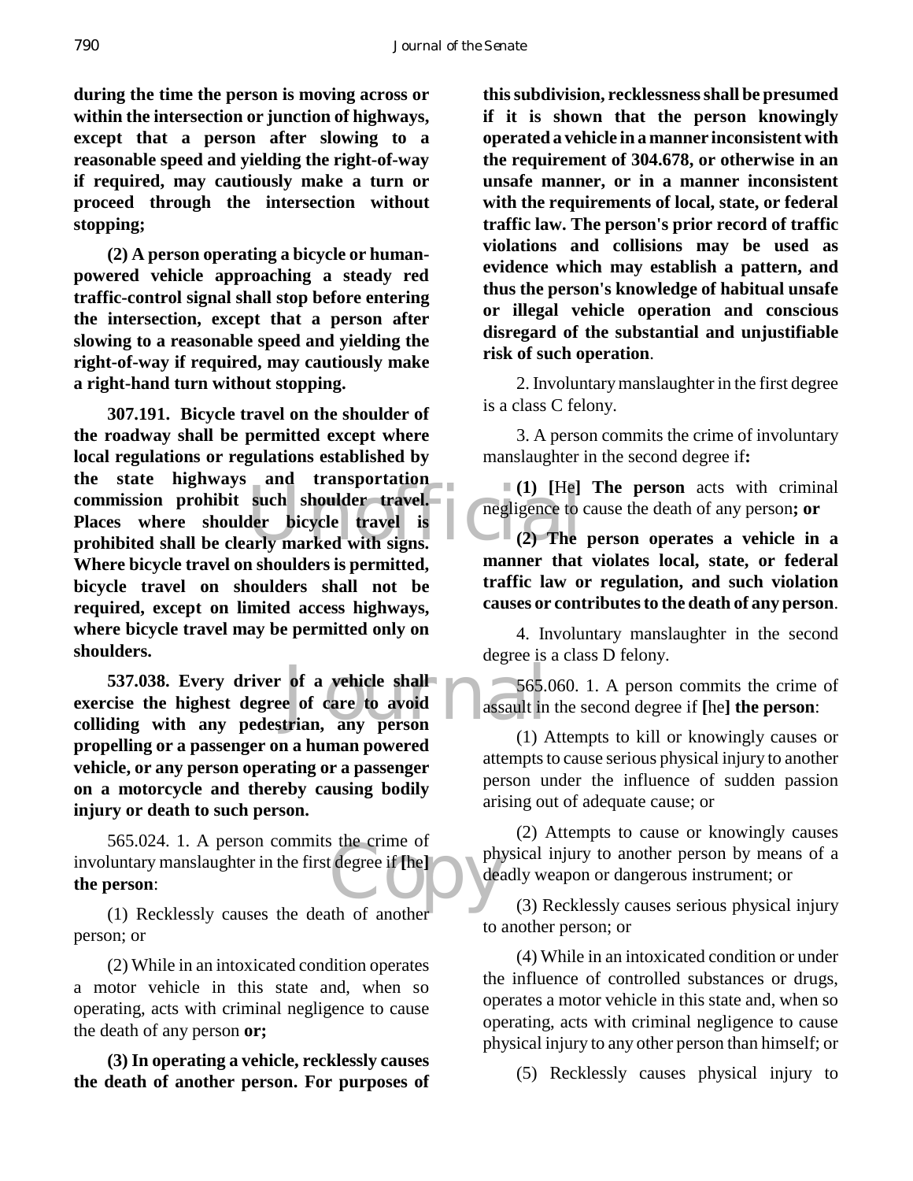**during the time the person is moving across or within the intersection or junction of highways, except that a person after slowing to a reasonable speed and yielding the right-of-way if required, may cautiously make a turn or proceed through the intersection without stopping;**

**(2) A person operating a bicycle or human-powered vehicle approaching a steady red traffic-control signal shall stop before entering the intersection, except that a person after slowing to a reasonable speed and yielding the right-of-way if required, may cautiously make a right-hand turn without stopping.**

**307.191. Bicycle travel on the shoulder of the roadway shall be permitted except where local regulations or regulations established by the state highways and transportation commission prohibit such shoulder travel. Places where shoulder bicycle travel is prohibited shall be clearly marked with signs. Where bicycle travel on shoulders is permitted, bicycle travel on shoulders shall not be required, except on limited access highways, where bicycle travel may be permitted only on shoulders.**

**537.038. Every driver of a vehicle shall exercise the highest degree of care to avoid colliding with any pedestrian, any person propelling or a passenger on a human powered vehicle, or any person operating or a passenger on a motorcycle and thereby causing bodily injury or death to such person.**

565.024. 1. A person commits the crime of involuntary manslaughter in the first degree if **[**he**] the person**:

(1) Recklessly causes the death of another person; or

(2) While in an intoxicated condition operates a motor vehicle in this state and, when so operating, acts with criminal negligence to cause the death of any person **or;**

**(3) In operating a vehicle, recklessly causes the death of another person. For purposes of this subdivision, recklessness shall be presumed if it is shown that the person knowingly operated a vehicle in a manner inconsistent with the requirement of 304.678, or otherwise in an unsafe manner, or in a manner inconsistent with the requirements of local, state, or federal traffic law. The person's prior record of traffic violations and collisions may be used as evidence which may establish a pattern, and thus the person's knowledge of habitual unsafe or illegal vehicle operation and conscious disregard of the substantial and unjustifiable risk of such operation**.

2. Involuntary manslaughter in the first degree is a class C felony.

3. A person commits the crime of involuntary manslaughter in the second degree if**:**

**(1) [**He**] The person** acts with criminal negligence to cause the death of any person**; or**

**(2) The person operates a vehicle in a manner that violates local, state, or federal traffic law or regulation, and such violation causes or contributes to the death of any person**.

4. Involuntary manslaughter in the second degree is a class D felony.

565.060. 1. A person commits the crime of assault in the second degree if **[**he**] the person**:

(1) Attempts to kill or knowingly causes or attempts to cause serious physical injury to another person under the influence of sudden passion arising out of adequate cause; or

(2) Attempts to cause or knowingly causes physical injury to another person by means of a deadly weapon or dangerous instrument; or

(3) Recklessly causes serious physical injury to another person; or

(4) While in an intoxicated condition or under the influence of controlled substances or drugs, operates a motor vehicle in this state and, when so operating, acts with criminal negligence to cause physical injury to any other person than himself; or

(5) Recklessly causes physical injury to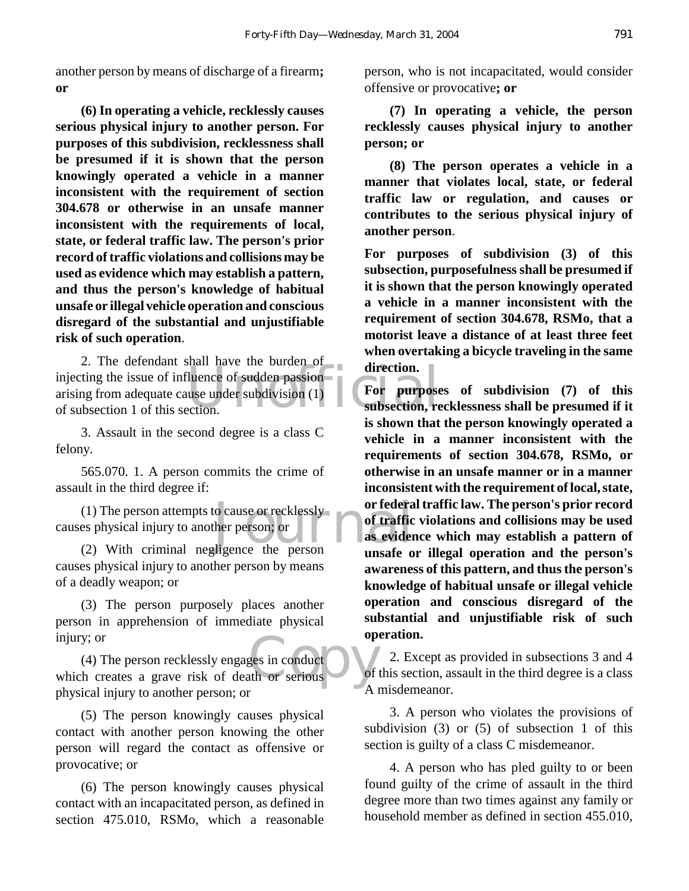another person by means of discharge of a firearm**; or**

**(6) In operating a vehicle, recklessly causes serious physical injury to another person. For purposes of this subdivision, recklessness shall be presumed if it is shown that the person knowingly operated a vehicle in a manner inconsistent with the requirement of section 304.678 or otherwise in an unsafe manner inconsistent with the requirements of local, state, or federal traffic law. The person's prior record of traffic violations and collisions may be used as evidence which may establish a pattern, and thus the person's knowledge of habitual unsafe or illegal vehicle operation and conscious disregard of the substantial and unjustifiable risk of such operation**.

2. The defendant shall have the burden of injecting the issue of influence of sudden passion arising from adequate cause under subdivision (1) of subsection 1 of this section.

3. Assault in the second degree is a class C felony.

565.070. 1. A person commits the crime of assault in the third degree if:

(1) The person attempts to cause or recklessly causes physical injury to another person; or

(2) With criminal negligence the person causes physical injury to another person by means of a deadly weapon; or

(3) The person purposely places another person in apprehension of immediate physical injury; or

(4) The person recklessly engages in conduct which creates a grave risk of death or serious physical injury to another person; or

(5) The person knowingly causes physical contact with another person knowing the other person will regard the contact as offensive or provocative; or

(6) The person knowingly causes physical contact with an incapacitated person, as defined in section 475.010, RSMo, which a reasonable person, who is not incapacitated, would consider offensive or provocative**; or**

**(7) In operating a vehicle, the person recklessly causes physical injury to another person; or**

**(8) The person operates a vehicle in a manner that violates local, state, or federal traffic law or regulation, and causes or contributes to the serious physical injury of another person**.

**For purposes of subdivision (3) of this subsection, purposefulness shall be presumed if it is shown that the person knowingly operated a vehicle in a manner inconsistent with the requirement of section 304.678, RSMo, that a motorist leave a distance of at least three feet when overtaking a bicycle traveling in the same direction.**

**For purposes of subdivision (7) of this subsection, recklessness shall be presumed if it is shown that the person knowingly operated a vehicle in a manner inconsistent with the requirements of section 304.678, RSMo, or otherwise in an unsafe manner or in a manner inconsistent with the requirement of local, state, or federal traffic law. The person's prior record of traffic violations and collisions may be used as evidence which may establish a pattern of unsafe or illegal operation and the person's awareness of this pattern, and thus the person's knowledge of habitual unsafe or illegal vehicle operation and conscious disregard of the substantial and unjustifiable risk of such operation.**

2. Except as provided in subsections 3 and 4 of this section, assault in the third degree is a class A misdemeanor.

3. A person who violates the provisions of subdivision (3) or (5) of subsection 1 of this section is guilty of a class C misdemeanor.

4. A person who has pled guilty to or been found guilty of the crime of assault in the third degree more than two times against any family or household member as defined in section 455.010,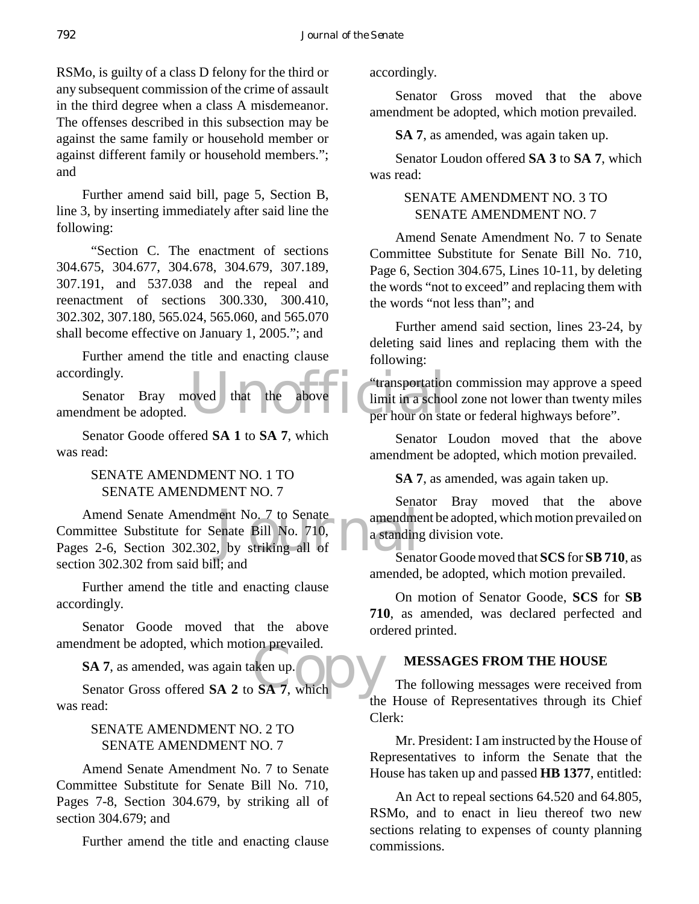RSMo, is guilty of a class D felony for the third or any subsequent commission of the crime of assault in the third degree when a class A misdemeanor. The offenses described in this subsection may be against the same family or household member or against different family or household members."; and

Further amend said bill, page 5, Section B, line 3, by inserting immediately after said line the following:

"Section C. The enactment of sections 304.675, 304.677, 304.678, 304.679, 307.189, 307.191, and 537.038 and the repeal and reenactment of sections 300.330, 300.410, 302.302, 307.180, 565.024, 565.060, and 565.070 shall become effective on January 1, 2005."; and

Further amend the title and enacting clause accordingly.

Senator Bray moved that the above amendment be adopted.

Senator Goode offered **SA 1** to **SA 7**, which was read:

SENATE AMENDMENT NO. 1 TO SENATE AMENDMENT NO. 7

Amend Senate Amendment No. 7 to Senate Committee Substitute for Senate Bill No. 710, Pages 2-6, Section 302.302, by striking all of section 302.302 from said bill; and

Further amend the title and enacting clause accordingly.

Senator Goode moved that the above amendment be adopted, which motion prevailed.

**SA 7**, as amended, was again taken up.

Senator Gross offered **SA 2** to **SA 7**, which was read:

SENATE AMENDMENT NO. 2 TO SENATE AMENDMENT NO. 7

Amend Senate Amendment No. 7 to Senate Committee Substitute for Senate Bill No. 710, Pages 7-8, Section 304.679, by striking all of section 304.679; and

Further amend the title and enacting clause accordingly.

Senator Gross moved that the above amendment be adopted, which motion prevailed.

**SA 7**, as amended, was again taken up.

Senator Loudon offered **SA 3** to **SA 7**, which was read:

SENATE AMENDMENT NO. 3 TO SENATE AMENDMENT NO. 7

Amend Senate Amendment No. 7 to Senate Committee Substitute for Senate Bill No. 710, Page 6, Section 304.675, Lines 10-11, by deleting the words "not to exceed" and replacing them with the words "not less than"; and

Further amend said section, lines 23-24, by deleting said lines and replacing them with the following:

"transportation commission may approve a speed limit in a school zone not lower than twenty miles per hour on state or federal highways before".

Senator Loudon moved that the above amendment be adopted, which motion prevailed.

**SA 7**, as amended, was again taken up.

Senator Bray moved that the above amendment be adopted, which motion prevailed on a standing division vote.

Senator Goode moved that **SCS** for **SB 710**, as amended, be adopted, which motion prevailed.

On motion of Senator Goode, **SCS** for **SB 710**, as amended, was declared perfected and ordered printed.

## MESSAGES FROM THE HOUSE

The following messages were received from the House of Representatives through its Chief Clerk:

Mr. President: I am instructed by the House of Representatives to inform the Senate that the House has taken up and passed **HB 1377**, entitled:

An Act to repeal sections 64.520 and 64.805, RSMo, and to enact in lieu thereof two new sections relating to expenses of county planning commissions.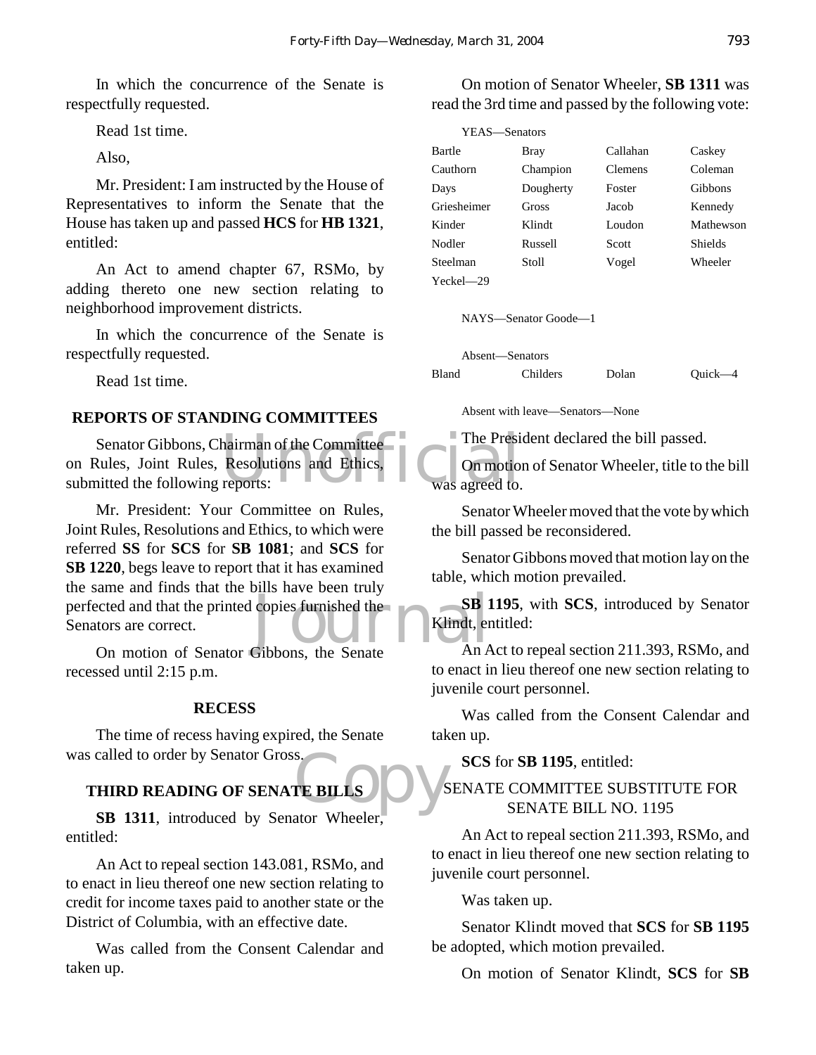In which the concurrence of the Senate is respectfully requested.

Read 1st time.

Also,

Mr. President: I am instructed by the House of Representatives to inform the Senate that the House has taken up and passed **HCS** for **HB 1321**, entitled:

An Act to amend chapter 67, RSMo, by adding thereto one new section relating to neighborhood improvement districts.

In which the concurrence of the Senate is respectfully requested.

Read 1st time.

## REPORTS OF STANDING COMMITTEES

Senator Gibbons, Chairman of the Committee on Rules, Joint Rules, Resolutions and Ethics, submitted the following reports:

Mr. President: Your Committee on Rules, Joint Rules, Resolutions and Ethics, to which were referred **SS** for **SCS** for **SB 1081**; and **SCS** for **SB 1220**, begs leave to report that it has examined the same and finds that the bills have been truly perfected and that the printed copies furnished the Senators are correct.

On motion of Senator Gibbons, the Senate recessed until 2:15 p.m.

## RECESS

The time of recess having expired, the Senate was called to order by Senator Gross.

## THIRD READING OF SENATE BILLS

**SB 1311**, introduced by Senator Wheeler, entitled:

An Act to repeal section 143.081, RSMo, and to enact in lieu thereof one new section relating to credit for income taxes paid to another state or the District of Columbia, with an effective date.

Was called from the Consent Calendar and taken up.

On motion of Senator Wheeler, **SB 1311** was read the 3rd time and passed by the following vote:

YEAS—Senators

| | | | |
|---|---|---|---|
| Bartle | Bray | Callahan | Caskey |
| Cauthorn | Champion | Clemens | Coleman |
| Days | Dougherty | Foster | Gibbons |
| Griesheimer | Gross | Jacob | Kennedy |
| Kinder | Klindt | Loudon | Mathewson |
| Nodler | Russell | Scott | Shields |
| Steelman | Stoll | Vogel | Wheeler |
| Yeckel—29 | | | |

NAYS—Senator Goode—1

Absent—Senators

| | | | |
|---|---|---|---|
| Bland | Childers | Dolan | Quick—4 |

Absent with leave—Senators—None

The President declared the bill passed.

On motion of Senator Wheeler, title to the bill was agreed to.

Senator Wheeler moved that the vote by which the bill passed be reconsidered.

Senator Gibbons moved that motion lay on the table, which motion prevailed.

**SB 1195**, with **SCS**, introduced by Senator Klindt, entitled:

An Act to repeal section 211.393, RSMo, and to enact in lieu thereof one new section relating to juvenile court personnel.

Was called from the Consent Calendar and taken up.

**SCS** for **SB 1195**, entitled:

SENATE COMMITTEE SUBSTITUTE FOR SENATE BILL NO. 1195

An Act to repeal section 211.393, RSMo, and to enact in lieu thereof one new section relating to juvenile court personnel.

Was taken up.

Senator Klindt moved that **SCS** for **SB 1195** be adopted, which motion prevailed.

On motion of Senator Klindt, **SCS** for **SB**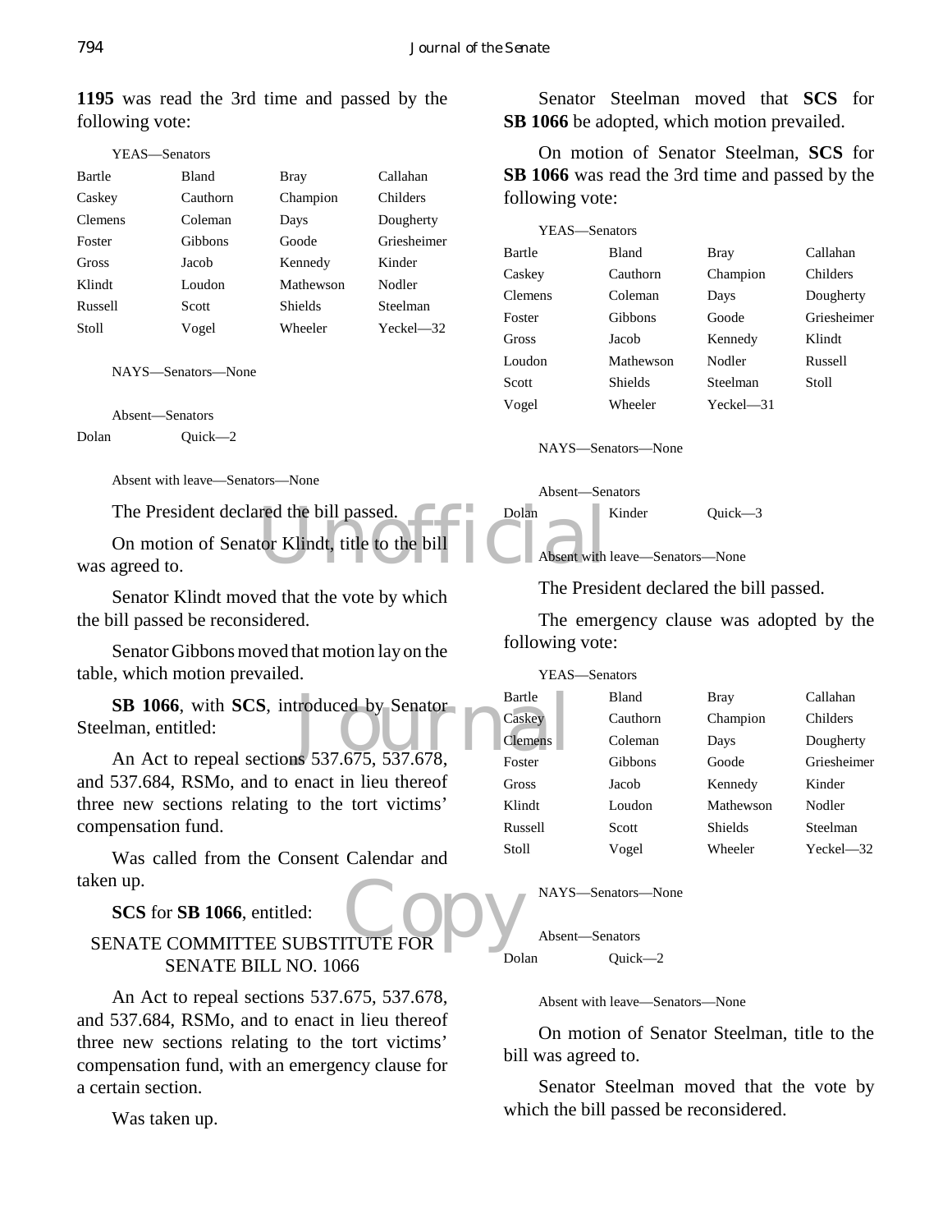**1195** was read the 3rd time and passed by the following vote:

YEAS—Senators

| | | | |
|---|---|---|---|
| Bartle | Bland | Bray | Callahan |
| Caskey | Cauthorn | Champion | Childers |
| Clemens | Coleman | Days | Dougherty |
| Foster | Gibbons | Goode | Griesheimer |
| Gross | Jacob | Kennedy | Kinder |
| Klindt | Loudon | Mathewson | Nodler |
| Russell | Scott | Shields | Steelman |
| Stoll | Vogel | Wheeler | Yeckel—32 |

NAYS—Senators—None

Absent—Senators

| | |
|---|---|
| Dolan | Quick—2 |

Absent with leave—Senators—None

The President declared the bill passed.

On motion of Senator Klindt, title to the bill was agreed to.

Senator Klindt moved that the vote by which the bill passed be reconsidered.

Senator Gibbons moved that motion lay on the table, which motion prevailed.

**SB 1066**, with **SCS**, introduced by Senator Steelman, entitled:

An Act to repeal sections 537.675, 537.678, and 537.684, RSMo, and to enact in lieu thereof three new sections relating to the tort victims' compensation fund.

Was called from the Consent Calendar and taken up.

**SCS** for **SB 1066**, entitled:

SENATE COMMITTEE SUBSTITUTE FOR SENATE BILL NO. 1066

An Act to repeal sections 537.675, 537.678, and 537.684, RSMo, and to enact in lieu thereof three new sections relating to the tort victims' compensation fund, with an emergency clause for a certain section.

Was taken up.

Senator Steelman moved that **SCS** for **SB 1066** be adopted, which motion prevailed.

On motion of Senator Steelman, **SCS** for **SB 1066** was read the 3rd time and passed by the following vote:

YEAS—Senators

| | | | |
|---|---|---|---|
| Bartle | Bland | Bray | Callahan |
| Caskey | Cauthorn | Champion | Childers |
| Clemens | Coleman | Days | Dougherty |
| Foster | Gibbons | Goode | Griesheimer |
| Gross | Jacob | Kennedy | Klindt |
| Loudon | Mathewson | Nodler | Russell |
| Scott | Shields | Steelman | Stoll |
| Vogel | Wheeler | Yeckel—31 | |

NAYS—Senators—None

Absent—Senators

| | | |
|---|---|---|
| Dolan | Kinder | Quick—3 |

Absent with leave—Senators—None

The President declared the bill passed.

The emergency clause was adopted by the following vote:

YEAS—Senators

| | | | |
|---|---|---|---|
| Bartle | Bland | Bray | Callahan |
| Caskey | Cauthorn | Champion | Childers |
| Clemens | Coleman | Days | Dougherty |
| Foster | Gibbons | Goode | Griesheimer |
| Gross | Jacob | Kennedy | Kinder |
| Klindt | Loudon | Mathewson | Nodler |
| Russell | Scott | Shields | Steelman |
| Stoll | Vogel | Wheeler | Yeckel—32 |

NAYS—Senators—None

Absent—Senators

| | |
|---|---|
| Dolan | Quick—2 |

Absent with leave—Senators—None

On motion of Senator Steelman, title to the bill was agreed to.

Senator Steelman moved that the vote by which the bill passed be reconsidered.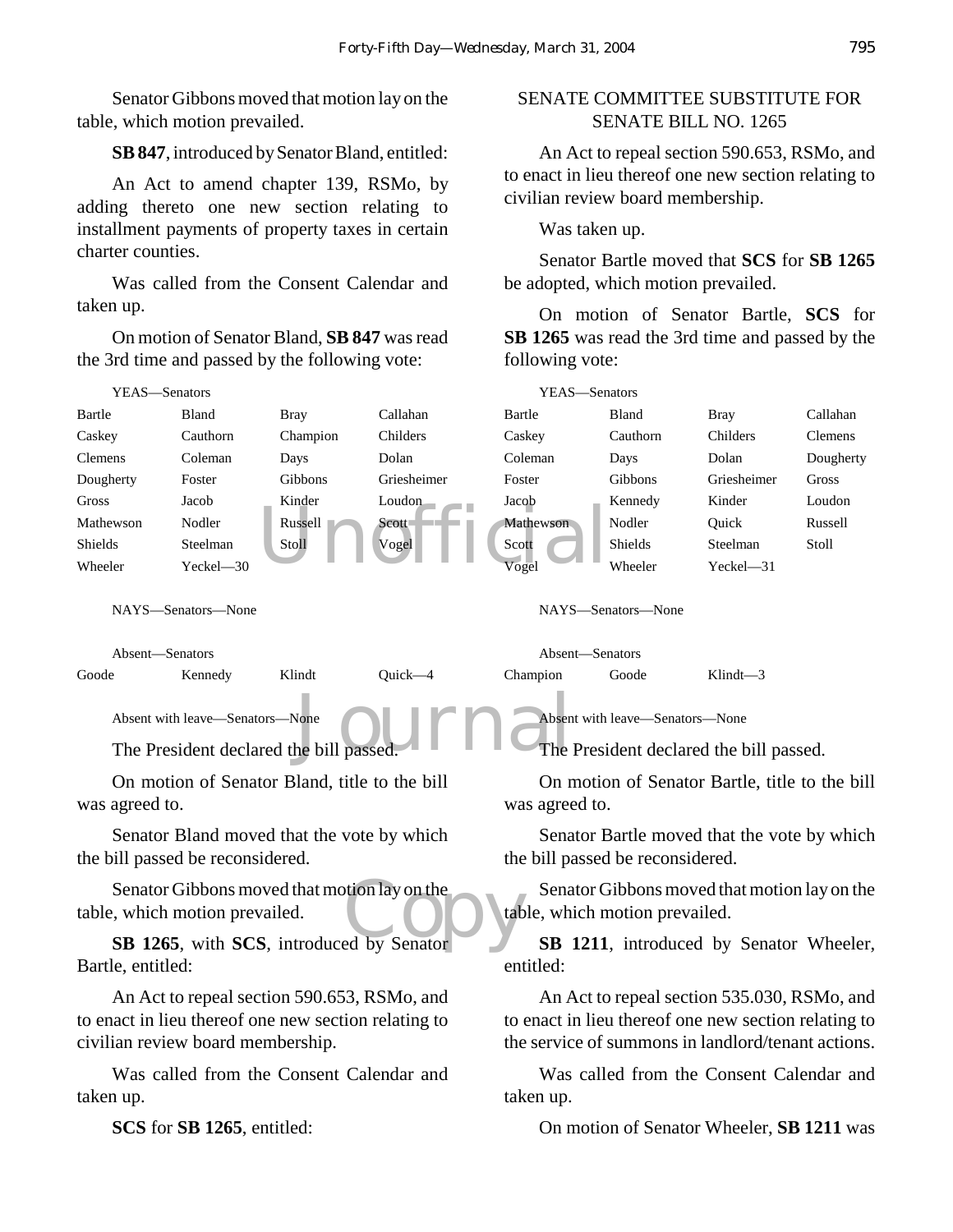Senator Gibbons moved that motion lay on the table, which motion prevailed.

**SB 847**, introduced by Senator Bland, entitled:

An Act to amend chapter 139, RSMo, by adding thereto one new section relating to installment payments of property taxes in certain charter counties.

Was called from the Consent Calendar and taken up.

On motion of Senator Bland, **SB 847** was read the 3rd time and passed by the following vote:

YEAS—Senators

| | | | |
|---|---|---|---|
| Bartle | Bland | Bray | Callahan |
| Caskey | Cauthorn | Champion | Childers |
| Clemens | Coleman | Days | Dolan |
| Dougherty | Foster | Gibbons | Griesheimer |
| Gross | Jacob | Kinder | Loudon |
| Mathewson | Nodler | Russell | Scott |
| Shields | Steelman | Stoll | Vogel |
| Wheeler | Yeckel—30 | | |

NAYS—Senators—None

Absent—Senators

| | | | |
|---|---|---|---|
| Goode | Kennedy | Klindt | Quick—4 |

Absent with leave—Senators—None

The President declared the bill passed.

On motion of Senator Bland, title to the bill was agreed to.

Senator Bland moved that the vote by which the bill passed be reconsidered.

Senator Gibbons moved that motion lay on the table, which motion prevailed.

**SB 1265**, with **SCS**, introduced by Senator Bartle, entitled:

An Act to repeal section 590.653, RSMo, and to enact in lieu thereof one new section relating to civilian review board membership.

Was called from the Consent Calendar and taken up.

**SCS** for **SB 1265**, entitled:

SENATE COMMITTEE SUBSTITUTE FOR SENATE BILL NO. 1265

An Act to repeal section 590.653, RSMo, and to enact in lieu thereof one new section relating to civilian review board membership.

Was taken up.

Senator Bartle moved that **SCS** for **SB 1265** be adopted, which motion prevailed.

On motion of Senator Bartle, **SCS** for **SB 1265** was read the 3rd time and passed by the following vote:

YEAS—Senators

| | | | |
|---|---|---|---|
| Bartle | Bland | Bray | Callahan |
| Caskey | Cauthorn | Childers | Clemens |
| Coleman | Days | Dolan | Dougherty |
| Foster | Gibbons | Griesheimer | Gross |
| Jacob | Kennedy | Kinder | Loudon |
| Mathewson | Nodler | Quick | Russell |
| Scott | Shields | Steelman | Stoll |
| Vogel | Wheeler | Yeckel—31 | |

NAYS—Senators—None

Absent—Senators

| | | |
|---|---|---|
| Champion | Goode | Klindt—3 |

Absent with leave—Senators—None

The President declared the bill passed.

On motion of Senator Bartle, title to the bill was agreed to.

Senator Bartle moved that the vote by which the bill passed be reconsidered.

Senator Gibbons moved that motion lay on the table, which motion prevailed.

**SB 1211**, introduced by Senator Wheeler, entitled:

An Act to repeal section 535.030, RSMo, and to enact in lieu thereof one new section relating to the service of summons in landlord/tenant actions.

Was called from the Consent Calendar and taken up.

On motion of Senator Wheeler, **SB 1211** was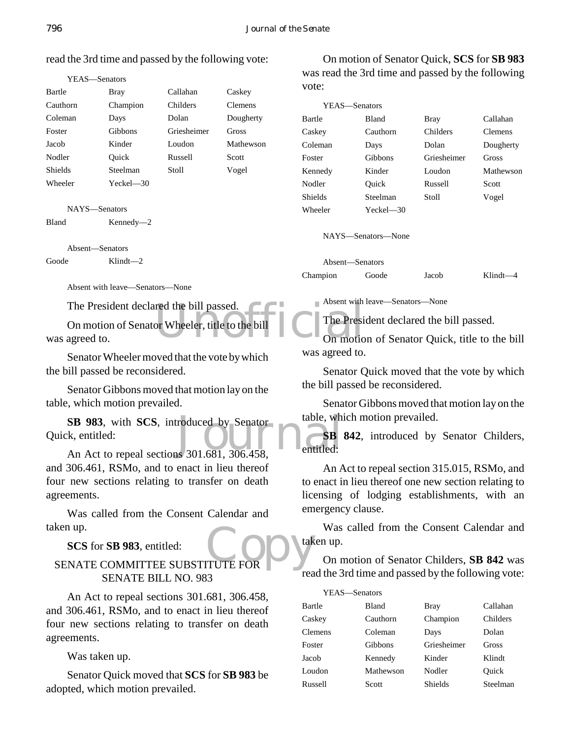read the 3rd time and passed by the following vote:

YEAS—Senators

| | | | |
|---|---|---|---|
| Bartle | Bray | Callahan | Caskey |
| Cauthorn | Champion | Childers | Clemens |
| Coleman | Days | Dolan | Dougherty |
| Foster | Gibbons | Griesheimer | Gross |
| Jacob | Kinder | Loudon | Mathewson |
| Nodler | Quick | Russell | Scott |
| Shields | Steelman | Stoll | Vogel |
| Wheeler | Yeckel—30 | | |

NAYS—Senators

| | |
|---|---|
| Bland | Kennedy—2 |

Absent—Senators

| | |
|---|---|
| Goode | Klindt—2 |

Absent with leave—Senators—None

The President declared the bill passed.

On motion of Senator Wheeler, title to the bill was agreed to.

Senator Wheeler moved that the vote by which the bill passed be reconsidered.

Senator Gibbons moved that motion lay on the table, which motion prevailed.

**SB 983**, with **SCS**, introduced by Senator Quick, entitled:

An Act to repeal sections 301.681, 306.458, and 306.461, RSMo, and to enact in lieu thereof four new sections relating to transfer on death agreements.

Was called from the Consent Calendar and taken up.

**SCS** for **SB 983**, entitled:

SENATE COMMITTEE SUBSTITUTE FOR SENATE BILL NO. 983

An Act to repeal sections 301.681, 306.458, and 306.461, RSMo, and to enact in lieu thereof four new sections relating to transfer on death agreements.

Was taken up.

Senator Quick moved that **SCS** for **SB 983** be adopted, which motion prevailed.

On motion of Senator Quick, **SCS** for **SB 983** was read the 3rd time and passed by the following vote:

YEAS—Senators

| | | | |
|---|---|---|---|
| Bartle | Bland | Bray | Callahan |
| Caskey | Cauthorn | Childers | Clemens |
| Coleman | Days | Dolan | Dougherty |
| Foster | Gibbons | Griesheimer | Gross |
| Kennedy | Kinder | Loudon | Mathewson |
| Nodler | Quick | Russell | Scott |
| Shields | Steelman | Stoll | Vogel |
| Wheeler | Yeckel—30 | | |

NAYS—Senators—None

Absent—Senators

| | | | |
|---|---|---|---|
| Champion | Goode | Jacob | Klindt—4 |

Absent with leave—Senators—None

The President declared the bill passed.

On motion of Senator Quick, title to the bill was agreed to.

Senator Quick moved that the vote by which the bill passed be reconsidered.

Senator Gibbons moved that motion lay on the table, which motion prevailed.

**SB 842**, introduced by Senator Childers, entitled:

An Act to repeal section 315.015, RSMo, and to enact in lieu thereof one new section relating to licensing of lodging establishments, with an emergency clause.

Was called from the Consent Calendar and taken up.

On motion of Senator Childers, **SB 842** was read the 3rd time and passed by the following vote:

YEAS—Senators

| | | | |
|---|---|---|---|
| Bartle | Bland | Bray | Callahan |
| Caskey | Cauthorn | Champion | Childers |
| Clemens | Coleman | Days | Dolan |
| Foster | Gibbons | Griesheimer | Gross |
| Jacob | Kennedy | Kinder | Klindt |
| Loudon | Mathewson | Nodler | Quick |
| Russell | Scott | Shields | Steelman |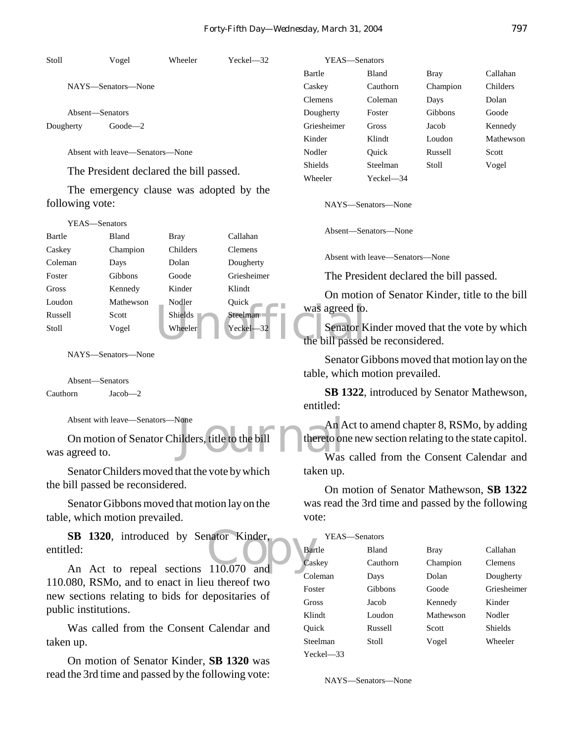| Stoll | Vogel | Wheeler | Yeckel—32 |
|---|---|---|---|

NAYS—Senators—None

Absent—Senators

| Dougherty | Goode—2 |
|---|---|

Absent with leave—Senators—None

The President declared the bill passed.

The emergency clause was adopted by the following vote:

YEAS—Senators

| Bartle | Bland | Bray | Callahan |
|---|---|---|---|
| Caskey | Champion | Childers | Clemens |
| Coleman | Days | Dolan | Dougherty |
| Foster | Gibbons | Goode | Griesheimer |
| Gross | Kennedy | Kinder | Klindt |
| Loudon | Mathewson | Nodler | Quick |
| Russell | Scott | Shields | Steelman |
| Stoll | Vogel | Wheeler | Yeckel—32 |

NAYS—Senators—None

Absent—Senators

| Cauthorn | Jacob—2 |
|---|---|

Absent with leave—Senators—None

On motion of Senator Childers, title to the bill was agreed to.

Senator Childers moved that the vote by which the bill passed be reconsidered.

Senator Gibbons moved that motion lay on the table, which motion prevailed.

**SB 1320**, introduced by Senator Kinder, entitled:

An Act to repeal sections 110.070 and 110.080, RSMo, and to enact in lieu thereof two new sections relating to bids for depositaries of public institutions.

Was called from the Consent Calendar and taken up.

On motion of Senator Kinder, **SB 1320** was read the 3rd time and passed by the following vote:

YEAS—Senators

| Bartle | Bland | Bray | Callahan |
|---|---|---|---|
| Caskey | Cauthorn | Champion | Childers |
| Clemens | Coleman | Days | Dolan |
| Dougherty | Foster | Gibbons | Goode |
| Griesheimer | Gross | Jacob | Kennedy |
| Kinder | Klindt | Loudon | Mathewson |
| Nodler | Quick | Russell | Scott |
| Shields | Steelman | Stoll | Vogel |
| Wheeler | Yeckel—34 | | |

NAYS—Senators—None

Absent—Senators—None

Absent with leave—Senators—None

The President declared the bill passed.

On motion of Senator Kinder, title to the bill was agreed to.

Senator Kinder moved that the vote by which the bill passed be reconsidered.

Senator Gibbons moved that motion lay on the table, which motion prevailed.

**SB 1322**, introduced by Senator Mathewson, entitled:

An Act to amend chapter 8, RSMo, by adding thereto one new section relating to the state capitol.

Was called from the Consent Calendar and taken up.

On motion of Senator Mathewson, **SB 1322** was read the 3rd time and passed by the following vote:

YEAS—Senators

| Bartle | Bland | Bray | Callahan |
|---|---|---|---|
| Caskey | Cauthorn | Champion | Clemens |
| Coleman | Days | Dolan | Dougherty |
| Foster | Gibbons | Goode | Griesheimer |
| Gross | Jacob | Kennedy | Kinder |
| Klindt | Loudon | Mathewson | Nodler |
| Quick | Russell | Scott | Shields |
| Steelman | Stoll | Vogel | Wheeler |
| Yeckel—33 | | | |

NAYS—Senators—None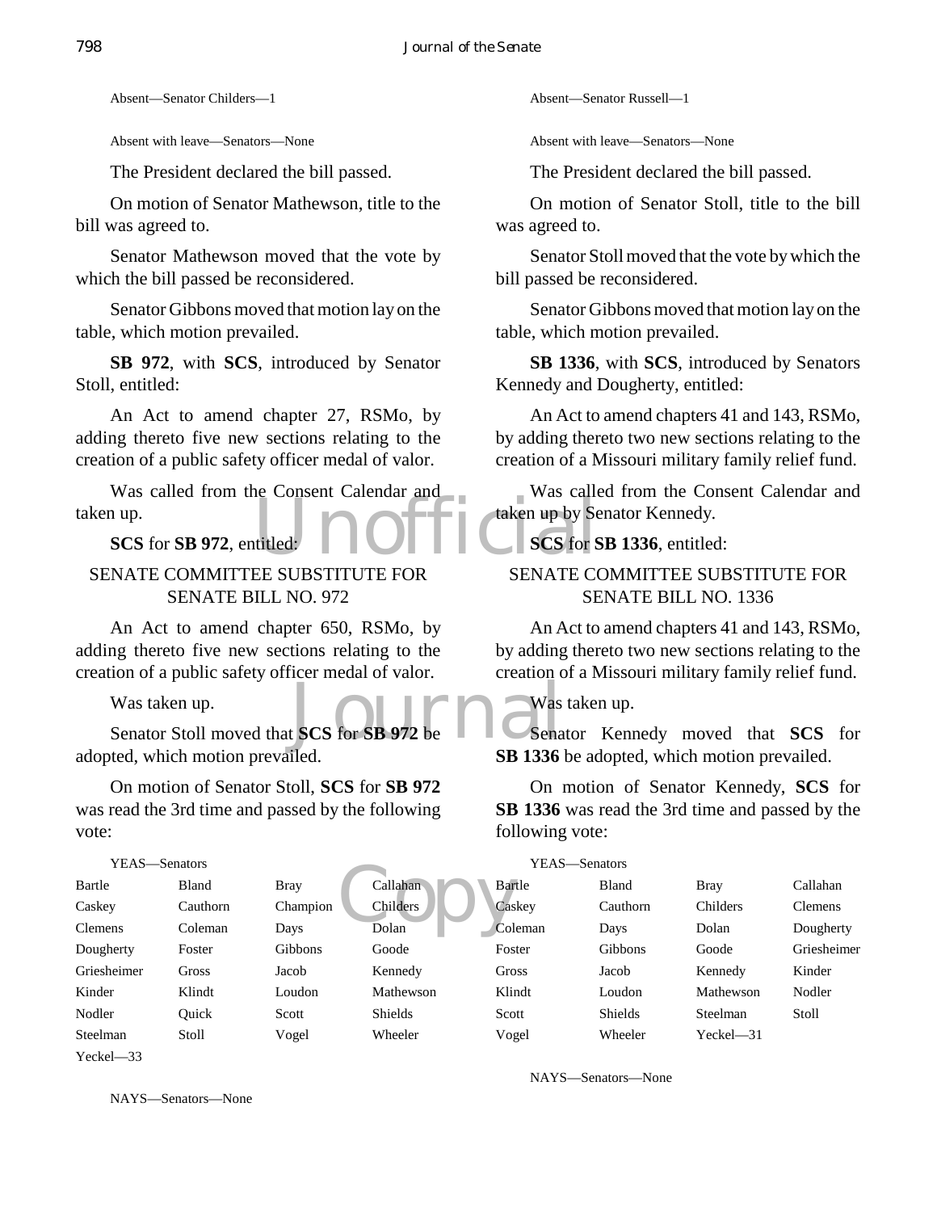Absent—Senator Childers—1

Absent with leave—Senators—None

The President declared the bill passed.

On motion of Senator Mathewson, title to the bill was agreed to.

Senator Mathewson moved that the vote by which the bill passed be reconsidered.

Senator Gibbons moved that motion lay on the table, which motion prevailed.

**SB 972**, with **SCS**, introduced by Senator Stoll, entitled:

An Act to amend chapter 27, RSMo, by adding thereto five new sections relating to the creation of a public safety officer medal of valor.

Was called from the Consent Calendar and taken up.

**SCS** for **SB 972**, entitled:

SENATE COMMITTEE SUBSTITUTE FOR SENATE BILL NO. 972

An Act to amend chapter 650, RSMo, by adding thereto five new sections relating to the creation of a public safety officer medal of valor.

Was taken up.

Senator Stoll moved that **SCS** for **SB 972** be adopted, which motion prevailed.

On motion of Senator Stoll, **SCS** for **SB 972** was read the 3rd time and passed by the following vote:

YEAS—Senators

| | | | |
|---|---|---|---|
| Bartle | Bland | Bray | Callahan |
| Caskey | Cauthorn | Champion | Childers |
| Clemens | Coleman | Days | Dolan |
| Dougherty | Foster | Gibbons | Goode |
| Griesheimer | Gross | Jacob | Kennedy |
| Kinder | Klindt | Loudon | Mathewson |
| Nodler | Quick | Scott | Shields |
| Steelman | Stoll | Vogel | Wheeler |
| Yeckel—33 | | | |

NAYS—Senators—None

Absent—Senator Russell—1

Absent with leave—Senators—None

The President declared the bill passed.

On motion of Senator Stoll, title to the bill was agreed to.

Senator Stoll moved that the vote by which the bill passed be reconsidered.

Senator Gibbons moved that motion lay on the table, which motion prevailed.

**SB 1336**, with **SCS**, introduced by Senators Kennedy and Dougherty, entitled:

An Act to amend chapters 41 and 143, RSMo, by adding thereto two new sections relating to the creation of a Missouri military family relief fund.

Was called from the Consent Calendar and taken up by Senator Kennedy.

**SCS** for **SB 1336**, entitled:

SENATE COMMITTEE SUBSTITUTE FOR SENATE BILL NO. 1336

An Act to amend chapters 41 and 143, RSMo, by adding thereto two new sections relating to the creation of a Missouri military family relief fund.

Was taken up.

Senator Kennedy moved that **SCS** for **SB 1336** be adopted, which motion prevailed.

On motion of Senator Kennedy, **SCS** for **SB 1336** was read the 3rd time and passed by the following vote:

YEAS—Senators

| | | | |
|---|---|---|---|
| Bartle | Bland | Bray | Callahan |
| Caskey | Cauthorn | Childers | Clemens |
| Coleman | Days | Dolan | Dougherty |
| Foster | Gibbons | Goode | Griesheimer |
| Gross | Jacob | Kennedy | Kinder |
| Klindt | Loudon | Mathewson | Nodler |
| Scott | Shields | Steelman | Stoll |
| Vogel | Wheeler | Yeckel—31 | |

NAYS—Senators—None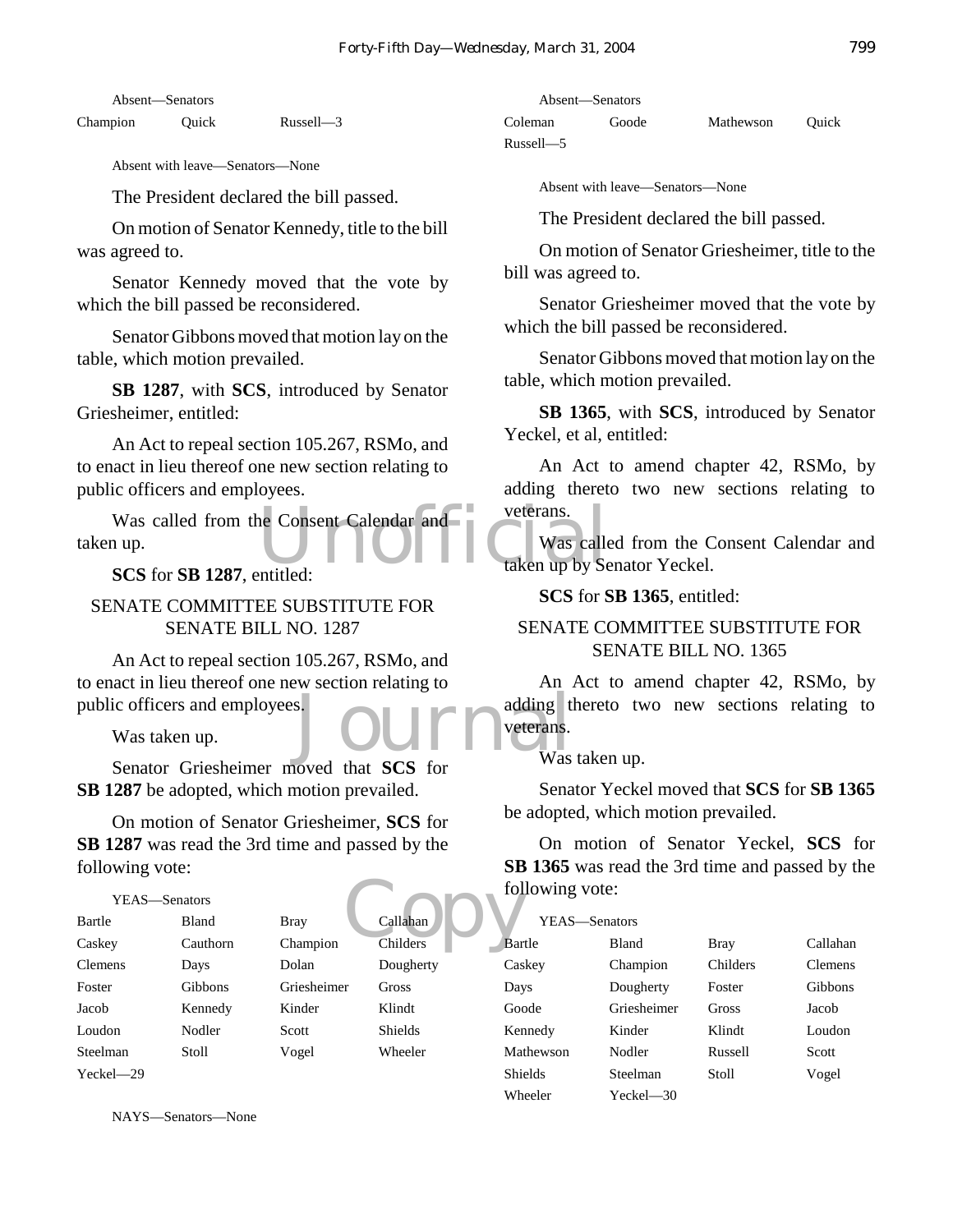Absent—Senators

| Champion | Quick | Russell—3 |
|---|---|---|

Absent with leave—Senators—None

The President declared the bill passed.

On motion of Senator Kennedy, title to the bill was agreed to.

Senator Kennedy moved that the vote by which the bill passed be reconsidered.

Senator Gibbons moved that motion lay on the table, which motion prevailed.

**SB 1287**, with **SCS**, introduced by Senator Griesheimer, entitled:

An Act to repeal section 105.267, RSMo, and to enact in lieu thereof one new section relating to public officers and employees.

Was called from the Consent Calendar and taken up.

**SCS** for **SB 1287**, entitled:

SENATE COMMITTEE SUBSTITUTE FOR SENATE BILL NO. 1287

An Act to repeal section 105.267, RSMo, and to enact in lieu thereof one new section relating to public officers and employees.

Was taken up.

Senator Griesheimer moved that **SCS** for **SB 1287** be adopted, which motion prevailed.

On motion of Senator Griesheimer, **SCS** for **SB 1287** was read the 3rd time and passed by the following vote:

YEAS—Senators

| Bartle | Bland | Bray | Callahan |
|---|---|---|---|
| Caskey | Cauthorn | Champion | Childers |
| Clemens | Days | Dolan | Dougherty |
| Foster | Gibbons | Griesheimer | Gross |
| Jacob | Kennedy | Kinder | Klindt |
| Loudon | Nodler | Scott | Shields |
| Steelman | Stoll | Vogel | Wheeler |
| Yeckel—29 | | | |

NAYS—Senators—None

Absent—Senators

| Coleman | Goode | Mathewson | Quick |
|---|---|---|---|
| Russell—5 | | | |

Absent with leave—Senators—None

The President declared the bill passed.

On motion of Senator Griesheimer, title to the bill was agreed to.

Senator Griesheimer moved that the vote by which the bill passed be reconsidered.

Senator Gibbons moved that motion lay on the table, which motion prevailed.

**SB 1365**, with **SCS**, introduced by Senator Yeckel, et al, entitled:

An Act to amend chapter 42, RSMo, by adding thereto two new sections relating to veterans.

Was called from the Consent Calendar and taken up by Senator Yeckel.

**SCS** for **SB 1365**, entitled:

SENATE COMMITTEE SUBSTITUTE FOR SENATE BILL NO. 1365

An Act to amend chapter 42, RSMo, by adding thereto two new sections relating to veterans.

Was taken up.

Senator Yeckel moved that **SCS** for **SB 1365** be adopted, which motion prevailed.

On motion of Senator Yeckel, **SCS** for **SB 1365** was read the 3rd time and passed by the following vote:

YEAS—Senators

| Bartle | Bland | Bray | Callahan |
|---|---|---|---|
| Caskey | Champion | Childers | Clemens |
| Days | Dougherty | Foster | Gibbons |
| Goode | Griesheimer | Gross | Jacob |
| Kennedy | Kinder | Klindt | Loudon |
| Mathewson | Nodler | Russell | Scott |
| Shields | Steelman | Stoll | Vogel |
| Wheeler | Yeckel—30 | | |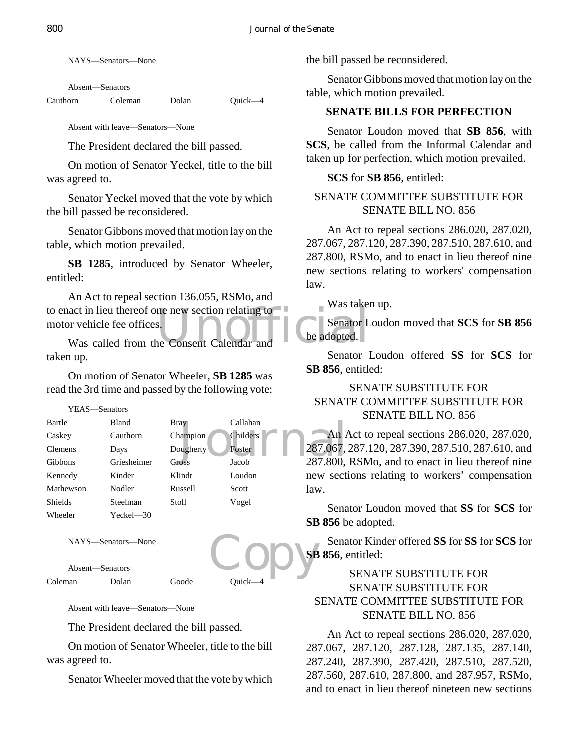NAYS—Senators—None

Absent—Senators

| | | | |
|---|---|---|---|
| Cauthorn | Coleman | Dolan | Quick—4 |

Absent with leave—Senators—None

The President declared the bill passed.

On motion of Senator Yeckel, title to the bill was agreed to.

Senator Yeckel moved that the vote by which the bill passed be reconsidered.

Senator Gibbons moved that motion lay on the table, which motion prevailed.

**SB 1285**, introduced by Senator Wheeler, entitled:

An Act to repeal section 136.055, RSMo, and to enact in lieu thereof one new section relating to motor vehicle fee offices.

Was called from the Consent Calendar and taken up.

On motion of Senator Wheeler, **SB 1285** was read the 3rd time and passed by the following vote:

YEAS—Senators

| | | | |
|---|---|---|---|
| Bartle | Bland | Bray | Callahan |
| Caskey | Cauthorn | Champion | Childers |
| Clemens | Days | Dougherty | Foster |
| Gibbons | Griesheimer | Gross | Jacob |
| Kennedy | Kinder | Klindt | Loudon |
| Mathewson | Nodler | Russell | Scott |
| Shields | Steelman | Stoll | Vogel |
| Wheeler | Yeckel—30 | | |

NAYS—Senators—None

Absent—Senators

| | | | |
|---|---|---|---|
| Coleman | Dolan | Goode | Quick—4 |

Absent with leave—Senators—None

The President declared the bill passed.

On motion of Senator Wheeler, title to the bill was agreed to.

Senator Wheeler moved that the vote by which the bill passed be reconsidered.

Senator Gibbons moved that motion lay on the table, which motion prevailed.

## SENATE BILLS FOR PERFECTION

Senator Loudon moved that **SB 856**, with **SCS**, be called from the Informal Calendar and taken up for perfection, which motion prevailed.

**SCS** for **SB 856**, entitled:

SENATE COMMITTEE SUBSTITUTE FOR SENATE BILL NO. 856

An Act to repeal sections 286.020, 287.020, 287.067, 287.120, 287.390, 287.510, 287.610, and 287.800, RSMo, and to enact in lieu thereof nine new sections relating to workers' compensation law.

Was taken up.

Senator Loudon moved that **SCS** for **SB 856** be adopted.

Senator Loudon offered **SS** for **SCS** for **SB 856**, entitled:

SENATE SUBSTITUTE FOR SENATE COMMITTEE SUBSTITUTE FOR SENATE BILL NO. 856

An Act to repeal sections 286.020, 287.020, 287.067, 287.120, 287.390, 287.510, 287.610, and 287.800, RSMo, and to enact in lieu thereof nine new sections relating to workers' compensation law.

Senator Loudon moved that **SS** for **SCS** for **SB 856** be adopted.

Senator Kinder offered **SS** for **SS** for **SCS** for **SB 856**, entitled:

SENATE SUBSTITUTE FOR SENATE SUBSTITUTE FOR SENATE COMMITTEE SUBSTITUTE FOR SENATE BILL NO. 856

An Act to repeal sections 286.020, 287.020, 287.067, 287.120, 287.128, 287.135, 287.140, 287.240, 287.390, 287.420, 287.510, 287.520, 287.560, 287.610, 287.800, and 287.957, RSMo, and to enact in lieu thereof nineteen new sections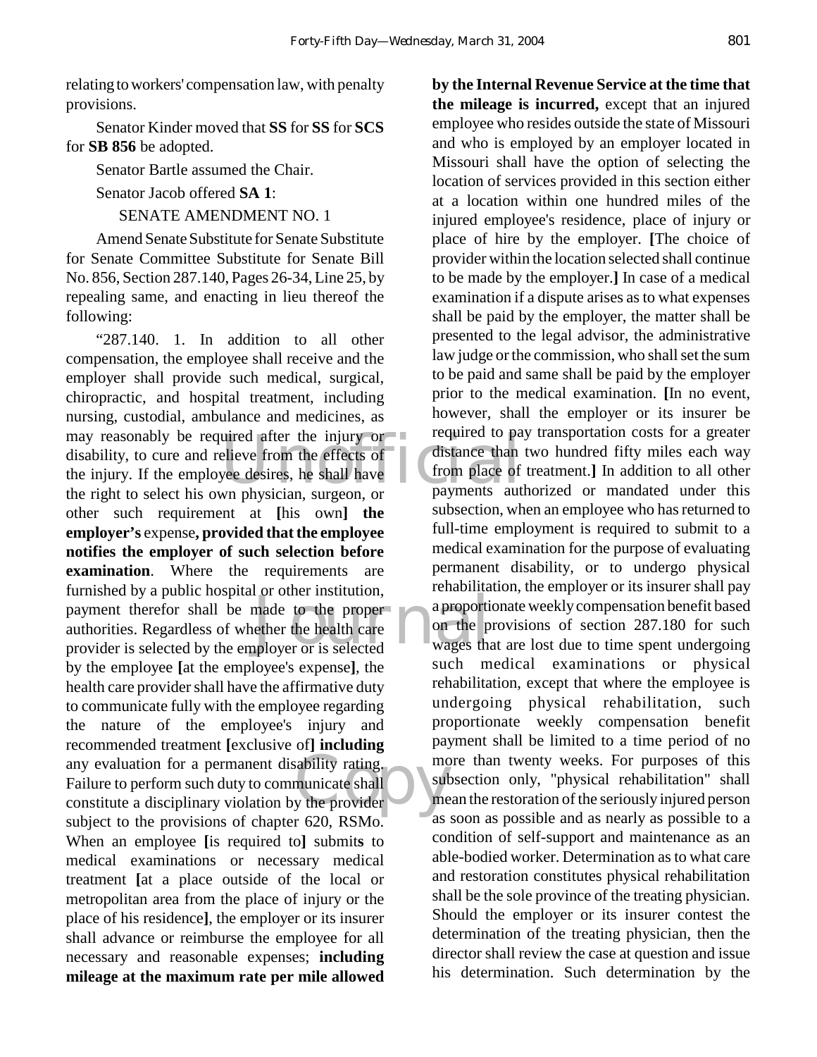relating to workers' compensation law, with penalty provisions.

Senator Kinder moved that **SS** for **SS** for **SCS** for **SB 856** be adopted.

Senator Bartle assumed the Chair.

Senator Jacob offered **SA 1**:

SENATE AMENDMENT NO. 1

Amend Senate Substitute for Senate Substitute for Senate Committee Substitute for Senate Bill No. 856, Section 287.140, Pages 26-34, Line 25, by repealing same, and enacting in lieu thereof the following:

"287.140. 1. In addition to all other compensation, the employee shall receive and the employer shall provide such medical, surgical, chiropractic, and hospital treatment, including nursing, custodial, ambulance and medicines, as may reasonably be required after the injury or disability, to cure and relieve from the effects of the injury. If the employee desires, he shall have the right to select his own physician, surgeon, or other such requirement at **[**his own**] the employer's** expense**, provided that the employee notifies the employer of such selection before examination**. Where the requirements are furnished by a public hospital or other institution, payment therefor shall be made to the proper authorities. Regardless of whether the health care provider is selected by the employer or is selected by the employee **[**at the employee's expense**]**, the health care provider shall have the affirmative duty to communicate fully with the employee regarding the nature of the employee's injury and recommended treatment **[**exclusive of**] including** any evaluation for a permanent disability rating. Failure to perform such duty to communicate shall constitute a disciplinary violation by the provider subject to the provisions of chapter 620, RSMo. When an employee **[**is required to**]** submit**s** to medical examinations or necessary medical treatment **[**at a place outside of the local or metropolitan area from the place of injury or the place of his residence**]**, the employer or its insurer shall advance or reimburse the employee for all necessary and reasonable expenses; **including mileage at the maximum rate per mile allowed by the Internal Revenue Service at the time that the mileage is incurred,** except that an injured employee who resides outside the state of Missouri and who is employed by an employer located in Missouri shall have the option of selecting the location of services provided in this section either at a location within one hundred miles of the injured employee's residence, place of injury or place of hire by the employer. **[**The choice of provider within the location selected shall continue to be made by the employer.**]** In case of a medical examination if a dispute arises as to what expenses shall be paid by the employer, the matter shall be presented to the legal advisor, the administrative law judge or the commission, who shall set the sum to be paid and same shall be paid by the employer prior to the medical examination. **[**In no event, however, shall the employer or its insurer be required to pay transportation costs for a greater distance than two hundred fifty miles each way from place of treatment.**]** In addition to all other payments authorized or mandated under this subsection, when an employee who has returned to full-time employment is required to submit to a medical examination for the purpose of evaluating permanent disability, or to undergo physical rehabilitation, the employer or its insurer shall pay a proportionate weekly compensation benefit based on the provisions of section 287.180 for such wages that are lost due to time spent undergoing such medical examinations or physical rehabilitation, except that where the employee is undergoing physical rehabilitation, such proportionate weekly compensation benefit payment shall be limited to a time period of no more than twenty weeks. For purposes of this subsection only, "physical rehabilitation" shall mean the restoration of the seriously injured person as soon as possible and as nearly as possible to a condition of self-support and maintenance as an able-bodied worker. Determination as to what care and restoration constitutes physical rehabilitation shall be the sole province of the treating physician. Should the employer or its insurer contest the determination of the treating physician, then the director shall review the case at question and issue his determination. Such determination by the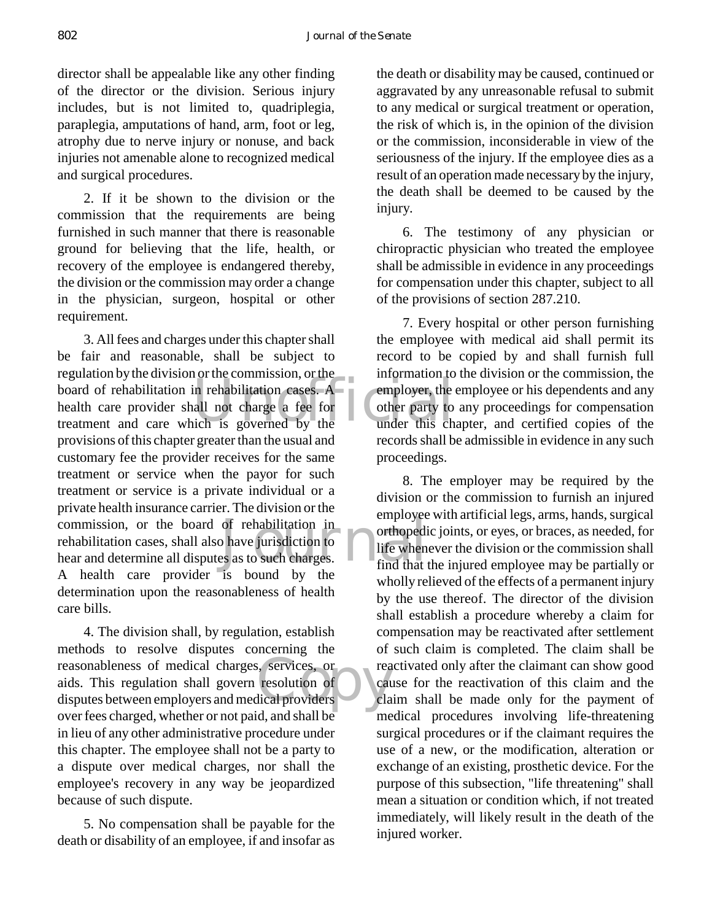director shall be appealable like any other finding of the director or the division. Serious injury includes, but is not limited to, quadriplegia, paraplegia, amputations of hand, arm, foot or leg, atrophy due to nerve injury or nonuse, and back injuries not amenable alone to recognized medical and surgical procedures.

2. If it be shown to the division or the commission that the requirements are being furnished in such manner that there is reasonable ground for believing that the life, health, or recovery of the employee is endangered thereby, the division or the commission may order a change in the physician, surgeon, hospital or other requirement.

3. All fees and charges under this chapter shall be fair and reasonable, shall be subject to regulation by the division or the commission, or the board of rehabilitation in rehabilitation cases. A health care provider shall not charge a fee for treatment and care which is governed by the provisions of this chapter greater than the usual and customary fee the provider receives for the same treatment or service when the payor for such treatment or service is a private individual or a private health insurance carrier. The division or the commission, or the board of rehabilitation in rehabilitation cases, shall also have jurisdiction to hear and determine all disputes as to such charges. A health care provider is bound by the determination upon the reasonableness of health care bills.

4. The division shall, by regulation, establish methods to resolve disputes concerning the reasonableness of medical charges, services, or aids. This regulation shall govern resolution of disputes between employers and medical providers over fees charged, whether or not paid, and shall be in lieu of any other administrative procedure under this chapter. The employee shall not be a party to a dispute over medical charges, nor shall the employee's recovery in any way be jeopardized because of such dispute.

5. No compensation shall be payable for the death or disability of an employee, if and insofar as the death or disability may be caused, continued or aggravated by any unreasonable refusal to submit to any medical or surgical treatment or operation, the risk of which is, in the opinion of the division or the commission, inconsiderable in view of the seriousness of the injury. If the employee dies as a result of an operation made necessary by the injury, the death shall be deemed to be caused by the injury.

6. The testimony of any physician or chiropractic physician who treated the employee shall be admissible in evidence in any proceedings for compensation under this chapter, subject to all of the provisions of section 287.210.

7. Every hospital or other person furnishing the employee with medical aid shall permit its record to be copied by and shall furnish full information to the division or the commission, the employer, the employee or his dependents and any other party to any proceedings for compensation under this chapter, and certified copies of the records shall be admissible in evidence in any such proceedings.

8. The employer may be required by the division or the commission to furnish an injured employee with artificial legs, arms, hands, surgical orthopedic joints, or eyes, or braces, as needed, for life whenever the division or the commission shall find that the injured employee may be partially or wholly relieved of the effects of a permanent injury by the use thereof. The director of the division shall establish a procedure whereby a claim for compensation may be reactivated after settlement of such claim is completed. The claim shall be reactivated only after the claimant can show good cause for the reactivation of this claim and the claim shall be made only for the payment of medical procedures involving life-threatening surgical procedures or if the claimant requires the use of a new, or the modification, alteration or exchange of an existing, prosthetic device. For the purpose of this subsection, "life threatening" shall mean a situation or condition which, if not treated immediately, will likely result in the death of the injured worker.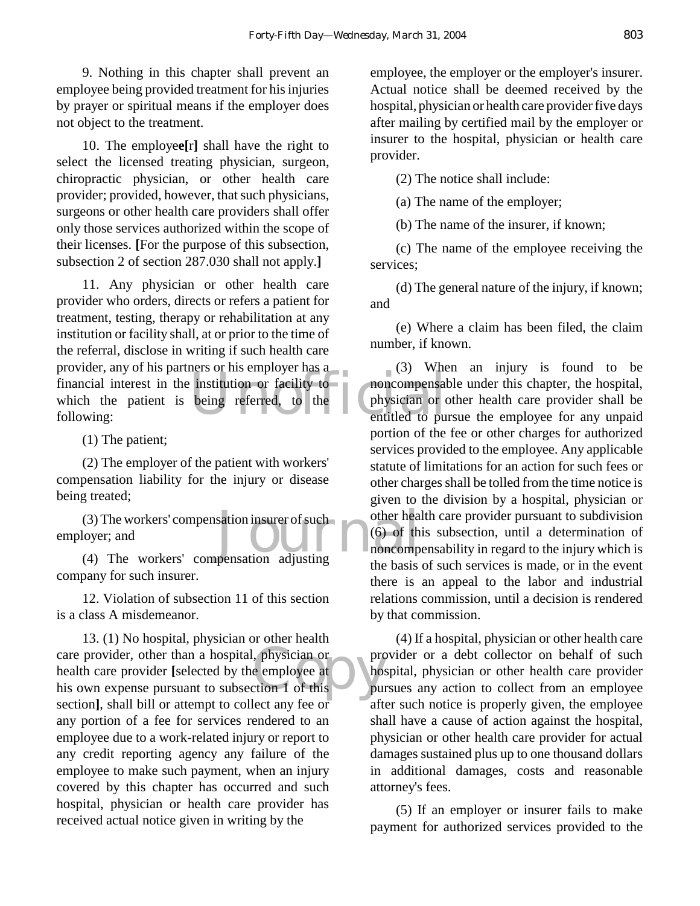9. Nothing in this chapter shall prevent an employee being provided treatment for his injuries by prayer or spiritual means if the employer does not object to the treatment.

10. The employee**e[**r**]** shall have the right to select the licensed treating physician, surgeon, chiropractic physician, or other health care provider; provided, however, that such physicians, surgeons or other health care providers shall offer only those services authorized within the scope of their licenses. **[**For the purpose of this subsection, subsection 2 of section 287.030 shall not apply.**]**

11. Any physician or other health care provider who orders, directs or refers a patient for treatment, testing, therapy or rehabilitation at any institution or facility shall, at or prior to the time of the referral, disclose in writing if such health care provider, any of his partners or his employer has a financial interest in the institution or facility to which the patient is being referred, to the following:

(1) The patient;

(2) The employer of the patient with workers' compensation liability for the injury or disease being treated;

(3) The workers' compensation insurer of such employer; and

(4) The workers' compensation adjusting company for such insurer.

12. Violation of subsection 11 of this section is a class A misdemeanor.

13. (1) No hospital, physician or other health care provider, other than a hospital, physician or health care provider **[**selected by the employee at his own expense pursuant to subsection 1 of this section**]**, shall bill or attempt to collect any fee or any portion of a fee for services rendered to an employee due to a work-related injury or report to any credit reporting agency any failure of the employee to make such payment, when an injury covered by this chapter has occurred and such hospital, physician or health care provider has received actual notice given in writing by the employee, the employer or the employer's insurer. Actual notice shall be deemed received by the hospital, physician or health care provider five days after mailing by certified mail by the employer or insurer to the hospital, physician or health care provider.

(2) The notice shall include:

(a) The name of the employer;

(b) The name of the insurer, if known;

(c) The name of the employee receiving the services;

(d) The general nature of the injury, if known; and

(e) Where a claim has been filed, the claim number, if known.

(3) When an injury is found to be noncompensable under this chapter, the hospital, physician or other health care provider shall be entitled to pursue the employee for any unpaid portion of the fee or other charges for authorized services provided to the employee. Any applicable statute of limitations for an action for such fees or other charges shall be tolled from the time notice is given to the division by a hospital, physician or other health care provider pursuant to subdivision (6) of this subsection, until a determination of noncompensability in regard to the injury which is the basis of such services is made, or in the event there is an appeal to the labor and industrial relations commission, until a decision is rendered by that commission.

(4) If a hospital, physician or other health care provider or a debt collector on behalf of such hospital, physician or other health care provider pursues any action to collect from an employee after such notice is properly given, the employee shall have a cause of action against the hospital, physician or other health care provider for actual damages sustained plus up to one thousand dollars in additional damages, costs and reasonable attorney's fees.

(5) If an employer or insurer fails to make payment for authorized services provided to the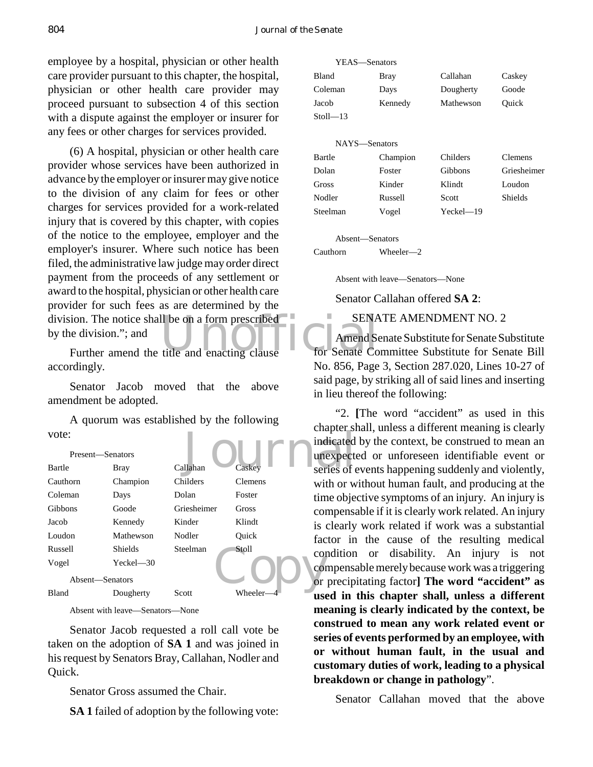employee by a hospital, physician or other health care provider pursuant to this chapter, the hospital, physician or other health care provider may proceed pursuant to subsection 4 of this section with a dispute against the employer or insurer for any fees or other charges for services provided.

(6) A hospital, physician or other health care provider whose services have been authorized in advance by the employer or insurer may give notice to the division of any claim for fees or other charges for services provided for a work-related injury that is covered by this chapter, with copies of the notice to the employee, employer and the employer's insurer. Where such notice has been filed, the administrative law judge may order direct payment from the proceeds of any settlement or award to the hospital, physician or other health care provider for such fees as are determined by the division. The notice shall be on a form prescribed by the division."; and

Further amend the title and enacting clause accordingly.

Senator Jacob moved that the above amendment be adopted.

A quorum was established by the following vote:

Present—Senators

| | | | |
|---|---|---|---|
| Bartle | Bray | Callahan | Caskey |
| Cauthorn | Champion | Childers | Clemens |
| Coleman | Days | Dolan | Foster |
| Gibbons | Goode | Griesheimer | Gross |
| Jacob | Kennedy | Kinder | Klindt |
| Loudon | Mathewson | Nodler | Quick |
| Russell | Shields | Steelman | Stoll |
| Vogel | Yeckel—30 | | |

Absent—Senators

| | | | |
|---|---|---|---|
| Bland | Dougherty | Scott | Wheeler—4 |

Absent with leave—Senators—None

Senator Jacob requested a roll call vote be taken on the adoption of **SA 1** and was joined in his request by Senators Bray, Callahan, Nodler and Quick.

Senator Gross assumed the Chair.

**SA 1** failed of adoption by the following vote:

YEAS—Senators

| | | | |
|---|---|---|---|
| Bland | Bray | Callahan | Caskey |
| Coleman | Days | Dougherty | Goode |
| Jacob | Kennedy | Mathewson | Quick |
| Stoll—13 | | | |

NAYS—Senators

| | | | |
|---|---|---|---|
| Bartle | Champion | Childers | Clemens |
| Dolan | Foster | Gibbons | Griesheimer |
| Gross | Kinder | Klindt | Loudon |
| Nodler | Russell | Scott | Shields |
| Steelman | Vogel | Yeckel—19 | |

Absent—Senators

| | |
|---|---|
| Cauthorn | Wheeler—2 |

Absent with leave—Senators—None

Senator Callahan offered **SA 2**:

SENATE AMENDMENT NO. 2

Amend Senate Substitute for Senate Substitute for Senate Committee Substitute for Senate Bill No. 856, Page 3, Section 287.020, Lines 10-27 of said page, by striking all of said lines and inserting in lieu thereof the following:

"2. **[**The word "accident" as used in this chapter shall, unless a different meaning is clearly indicated by the context, be construed to mean an unexpected or unforeseen identifiable event or series of events happening suddenly and violently, with or without human fault, and producing at the time objective symptoms of an injury. An injury is compensable if it is clearly work related. An injury is clearly work related if work was a substantial factor in the cause of the resulting medical condition or disability. An injury is not compensable merely because work was a triggering or precipitating factor**] The word "accident" as used in this chapter shall, unless a different meaning is clearly indicated by the context, be construed to mean any work related event or series of events performed by an employee, with or without human fault, in the usual and customary duties of work, leading to a physical breakdown or change in pathology**".

Senator Callahan moved that the above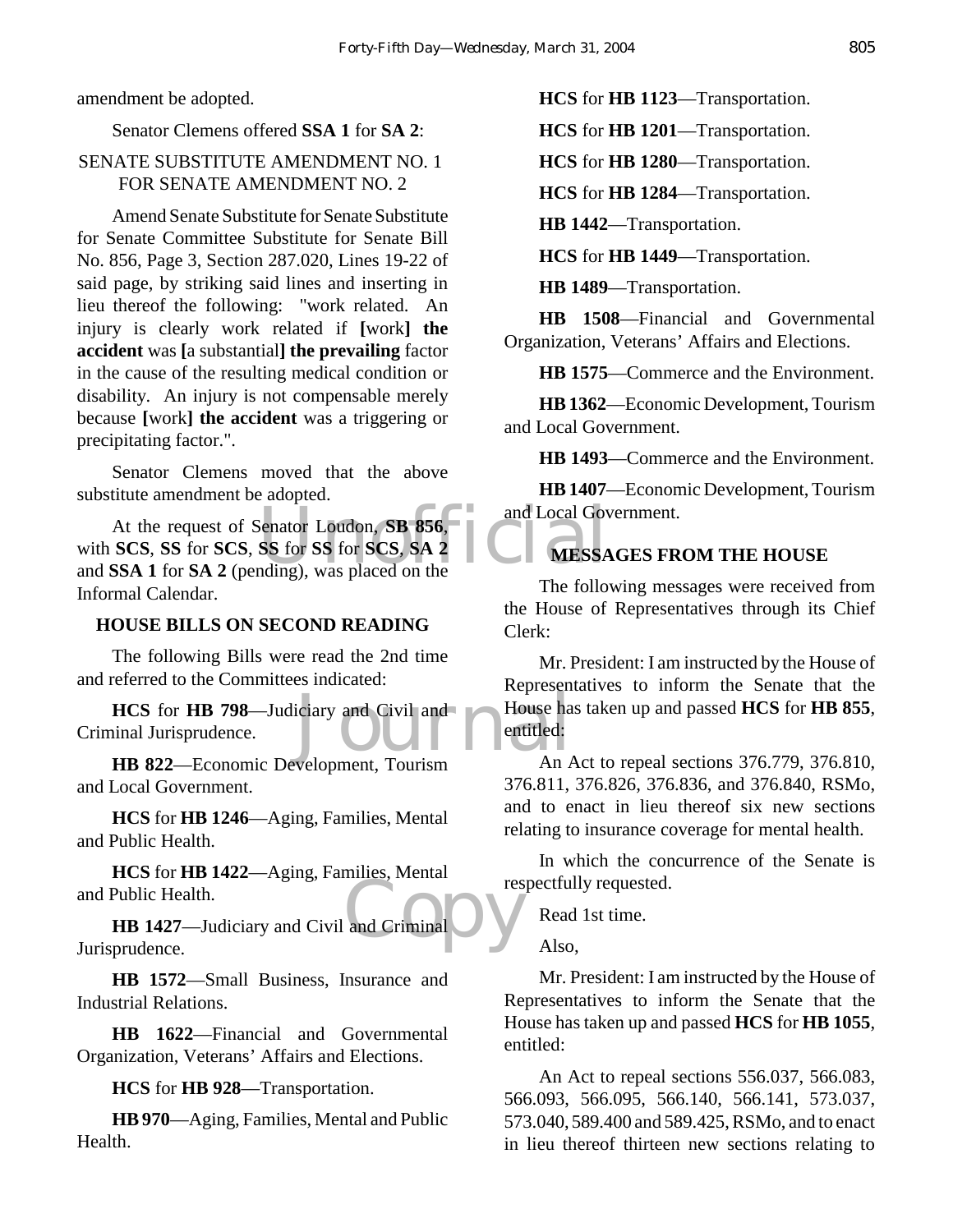amendment be adopted.

Senator Clemens offered **SSA 1** for **SA 2**:

SENATE SUBSTITUTE AMENDMENT NO. 1 FOR SENATE AMENDMENT NO. 2

Amend Senate Substitute for Senate Substitute for Senate Committee Substitute for Senate Bill No. 856, Page 3, Section 287.020, Lines 19-22 of said page, by striking said lines and inserting in lieu thereof the following: "work related. An injury is clearly work related if **[**work**] the accident** was **[**a substantial**] the prevailing** factor in the cause of the resulting medical condition or disability. An injury is not compensable merely because **[**work**] the accident** was a triggering or precipitating factor.".

Senator Clemens moved that the above substitute amendment be adopted.

At the request of Senator Loudon, **SB 856**, with **SCS**, **SS** for **SCS**, **SS** for **SS** for **SCS**, **SA 2** and **SSA 1** for **SA 2** (pending), was placed on the Informal Calendar.

## HOUSE BILLS ON SECOND READING

The following Bills were read the 2nd time and referred to the Committees indicated:

**HCS** for **HB 798**—Judiciary and Civil and Criminal Jurisprudence.

**HB 822**—Economic Development, Tourism and Local Government.

**HCS** for **HB 1246**—Aging, Families, Mental and Public Health.

**HCS** for **HB 1422**—Aging, Families, Mental and Public Health.

**HB 1427**—Judiciary and Civil and Criminal Jurisprudence.

**HB 1572**—Small Business, Insurance and Industrial Relations.

**HB 1622**—Financial and Governmental Organization, Veterans' Affairs and Elections.

**HCS** for **HB 928**—Transportation.

**HB 970**—Aging, Families, Mental and Public Health.

**HCS** for **HB 1123**—Transportation.

**HCS** for **HB 1201**—Transportation.

**HCS** for **HB 1280**—Transportation.

**HCS** for **HB 1284**—Transportation.

**HB 1442**—Transportation.

**HCS** for **HB 1449**—Transportation.

**HB 1489**—Transportation.

**HB 1508**—Financial and Governmental Organization, Veterans' Affairs and Elections.

**HB 1575**—Commerce and the Environment.

**HB 1362**—Economic Development, Tourism and Local Government.

**HB 1493**—Commerce and the Environment.

**HB 1407**—Economic Development, Tourism and Local Government.

## MESSAGES FROM THE HOUSE

The following messages were received from the House of Representatives through its Chief Clerk:

Mr. President: I am instructed by the House of Representatives to inform the Senate that the House has taken up and passed **HCS** for **HB 855**, entitled:

An Act to repeal sections 376.779, 376.810, 376.811, 376.826, 376.836, and 376.840, RSMo, and to enact in lieu thereof six new sections relating to insurance coverage for mental health.

In which the concurrence of the Senate is respectfully requested.

Read 1st time.

Also,

Mr. President: I am instructed by the House of Representatives to inform the Senate that the House has taken up and passed **HCS** for **HB 1055**, entitled:

An Act to repeal sections 556.037, 566.083, 566.093, 566.095, 566.140, 566.141, 573.037, 573.040, 589.400 and 589.425, RSMo, and to enact in lieu thereof thirteen new sections relating to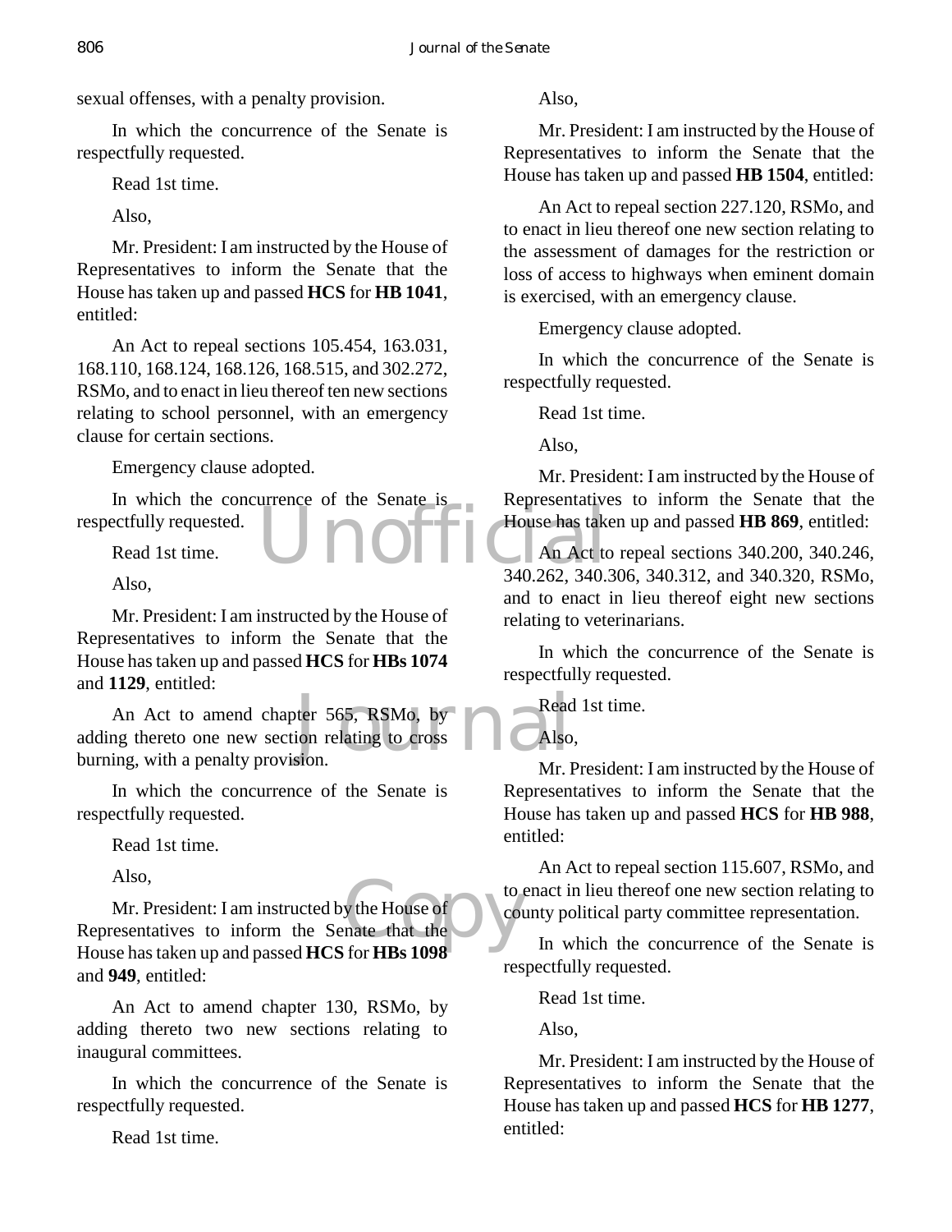sexual offenses, with a penalty provision.

In which the concurrence of the Senate is respectfully requested.

Read 1st time.

Also,

Mr. President: I am instructed by the House of Representatives to inform the Senate that the House has taken up and passed **HCS** for **HB 1041**, entitled:

An Act to repeal sections 105.454, 163.031, 168.110, 168.124, 168.126, 168.515, and 302.272, RSMo, and to enact in lieu thereof ten new sections relating to school personnel, with an emergency clause for certain sections.

Emergency clause adopted.

In which the concurrence of the Senate is respectfully requested.

Read 1st time.

Also,

Mr. President: I am instructed by the House of Representatives to inform the Senate that the House has taken up and passed **HCS** for **HBs 1074** and **1129**, entitled:

An Act to amend chapter 565, RSMo, by adding thereto one new section relating to cross burning, with a penalty provision.

In which the concurrence of the Senate is respectfully requested.

Read 1st time.

Also,

Mr. President: I am instructed by the House of Representatives to inform the Senate that the House has taken up and passed **HCS** for **HBs 1098** and **949**, entitled:

An Act to amend chapter 130, RSMo, by adding thereto two new sections relating to inaugural committees.

In which the concurrence of the Senate is respectfully requested.

Read 1st time.

Also,

Mr. President: I am instructed by the House of Representatives to inform the Senate that the House has taken up and passed **HB 1504**, entitled:

An Act to repeal section 227.120, RSMo, and to enact in lieu thereof one new section relating to the assessment of damages for the restriction or loss of access to highways when eminent domain is exercised, with an emergency clause.

Emergency clause adopted.

In which the concurrence of the Senate is respectfully requested.

Read 1st time.

Also,

Mr. President: I am instructed by the House of Representatives to inform the Senate that the House has taken up and passed **HB 869**, entitled:

An Act to repeal sections 340.200, 340.246, 340.262, 340.306, 340.312, and 340.320, RSMo, and to enact in lieu thereof eight new sections relating to veterinarians.

In which the concurrence of the Senate is respectfully requested.

Read 1st time.

Also,

Mr. President: I am instructed by the House of Representatives to inform the Senate that the House has taken up and passed **HCS** for **HB 988**, entitled:

An Act to repeal section 115.607, RSMo, and to enact in lieu thereof one new section relating to county political party committee representation.

In which the concurrence of the Senate is respectfully requested.

Read 1st time.

Also,

Mr. President: I am instructed by the House of Representatives to inform the Senate that the House has taken up and passed **HCS** for **HB 1277**, entitled: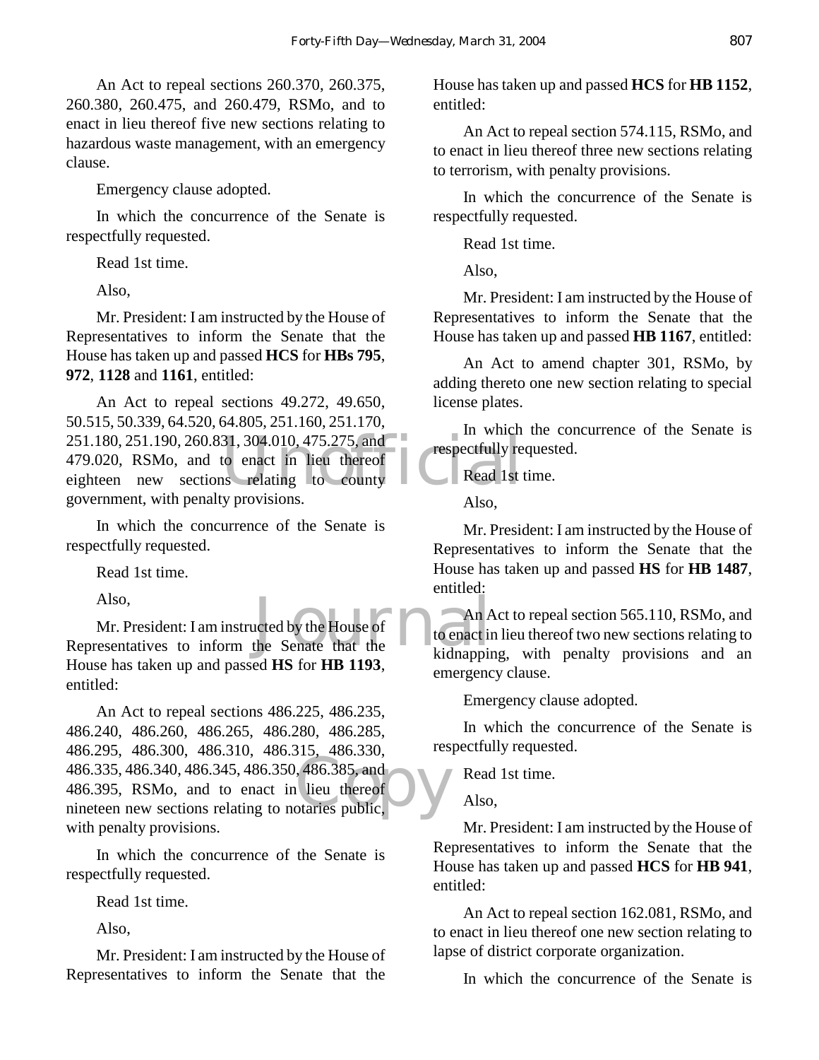An Act to repeal sections 260.370, 260.375, 260.380, 260.475, and 260.479, RSMo, and to enact in lieu thereof five new sections relating to hazardous waste management, with an emergency clause.

Emergency clause adopted.

In which the concurrence of the Senate is respectfully requested.

Read 1st time.

Also,

Mr. President: I am instructed by the House of Representatives to inform the Senate that the House has taken up and passed **HCS** for **HBs 795**, **972**, **1128** and **1161**, entitled:

An Act to repeal sections 49.272, 49.650, 50.515, 50.339, 64.520, 64.805, 251.160, 251.170, 251.180, 251.190, 260.831, 304.010, 475.275, and 479.020, RSMo, and to enact in lieu thereof eighteen new sections relating to county government, with penalty provisions.

In which the concurrence of the Senate is respectfully requested.

Read 1st time.

Also,

Mr. President: I am instructed by the House of Representatives to inform the Senate that the House has taken up and passed **HS** for **HB 1193**, entitled:

An Act to repeal sections 486.225, 486.235, 486.240, 486.260, 486.265, 486.280, 486.285, 486.295, 486.300, 486.310, 486.315, 486.330, 486.335, 486.340, 486.345, 486.350, 486.385, and 486.395, RSMo, and to enact in lieu thereof nineteen new sections relating to notaries public, with penalty provisions.

In which the concurrence of the Senate is respectfully requested.

Read 1st time.

Also,

Mr. President: I am instructed by the House of Representatives to inform the Senate that the House has taken up and passed **HCS** for **HB 1152**, entitled:

An Act to repeal section 574.115, RSMo, and to enact in lieu thereof three new sections relating to terrorism, with penalty provisions.

In which the concurrence of the Senate is respectfully requested.

Read 1st time.

Also,

Mr. President: I am instructed by the House of Representatives to inform the Senate that the House has taken up and passed **HB 1167**, entitled:

An Act to amend chapter 301, RSMo, by adding thereto one new section relating to special license plates.

In which the concurrence of the Senate is respectfully requested.

Read 1st time.

Also,

Mr. President: I am instructed by the House of Representatives to inform the Senate that the House has taken up and passed **HS** for **HB 1487**, entitled:

An Act to repeal section 565.110, RSMo, and to enact in lieu thereof two new sections relating to kidnapping, with penalty provisions and an emergency clause.

Emergency clause adopted.

In which the concurrence of the Senate is respectfully requested.

Read 1st time.

Also,

Mr. President: I am instructed by the House of Representatives to inform the Senate that the House has taken up and passed **HCS** for **HB 941**, entitled:

An Act to repeal section 162.081, RSMo, and to enact in lieu thereof one new section relating to lapse of district corporate organization.

In which the concurrence of the Senate is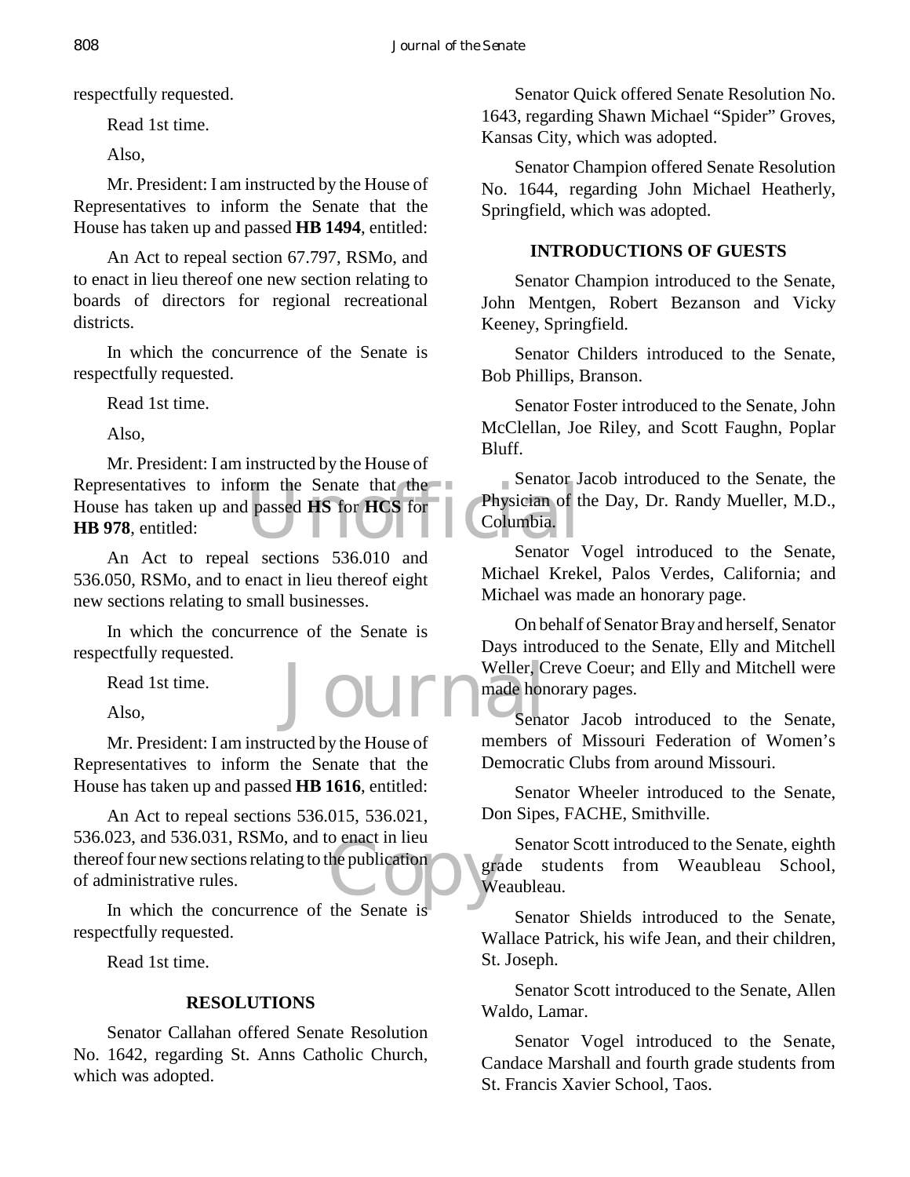respectfully requested.

Read 1st time.

Also,

Mr. President: I am instructed by the House of Representatives to inform the Senate that the House has taken up and passed **HB 1494**, entitled:

An Act to repeal section 67.797, RSMo, and to enact in lieu thereof one new section relating to boards of directors for regional recreational districts.

In which the concurrence of the Senate is respectfully requested.

Read 1st time.

Also,

Mr. President: I am instructed by the House of Representatives to inform the Senate that the House has taken up and passed **HS** for **HCS** for **HB 978**, entitled:

An Act to repeal sections 536.010 and 536.050, RSMo, and to enact in lieu thereof eight new sections relating to small businesses.

In which the concurrence of the Senate is respectfully requested.

Read 1st time.

Also,

Mr. President: I am instructed by the House of Representatives to inform the Senate that the House has taken up and passed **HB 1616**, entitled:

An Act to repeal sections 536.015, 536.021, 536.023, and 536.031, RSMo, and to enact in lieu thereof four new sections relating to the publication of administrative rules.

In which the concurrence of the Senate is respectfully requested.

Read 1st time.

## RESOLUTIONS

Senator Callahan offered Senate Resolution No. 1642, regarding St. Anns Catholic Church, which was adopted.

Senator Quick offered Senate Resolution No. 1643, regarding Shawn Michael "Spider" Groves, Kansas City, which was adopted.

Senator Champion offered Senate Resolution No. 1644, regarding John Michael Heatherly, Springfield, which was adopted.

## INTRODUCTIONS OF GUESTS

Senator Champion introduced to the Senate, John Mentgen, Robert Bezanson and Vicky Keeney, Springfield.

Senator Childers introduced to the Senate, Bob Phillips, Branson.

Senator Foster introduced to the Senate, John McClellan, Joe Riley, and Scott Faughn, Poplar Bluff.

Senator Jacob introduced to the Senate, the Physician of the Day, Dr. Randy Mueller, M.D., Columbia.

Senator Vogel introduced to the Senate, Michael Krekel, Palos Verdes, California; and Michael was made an honorary page.

On behalf of Senator Bray and herself, Senator Days introduced to the Senate, Elly and Mitchell Weller, Creve Coeur; and Elly and Mitchell were made honorary pages.

Senator Jacob introduced to the Senate, members of Missouri Federation of Women's Democratic Clubs from around Missouri.

Senator Wheeler introduced to the Senate, Don Sipes, FACHE, Smithville.

Senator Scott introduced to the Senate, eighth grade students from Weaubleau School, Weaubleau.

Senator Shields introduced to the Senate, Wallace Patrick, his wife Jean, and their children, St. Joseph.

Senator Scott introduced to the Senate, Allen Waldo, Lamar.

Senator Vogel introduced to the Senate, Candace Marshall and fourth grade students from St. Francis Xavier School, Taos.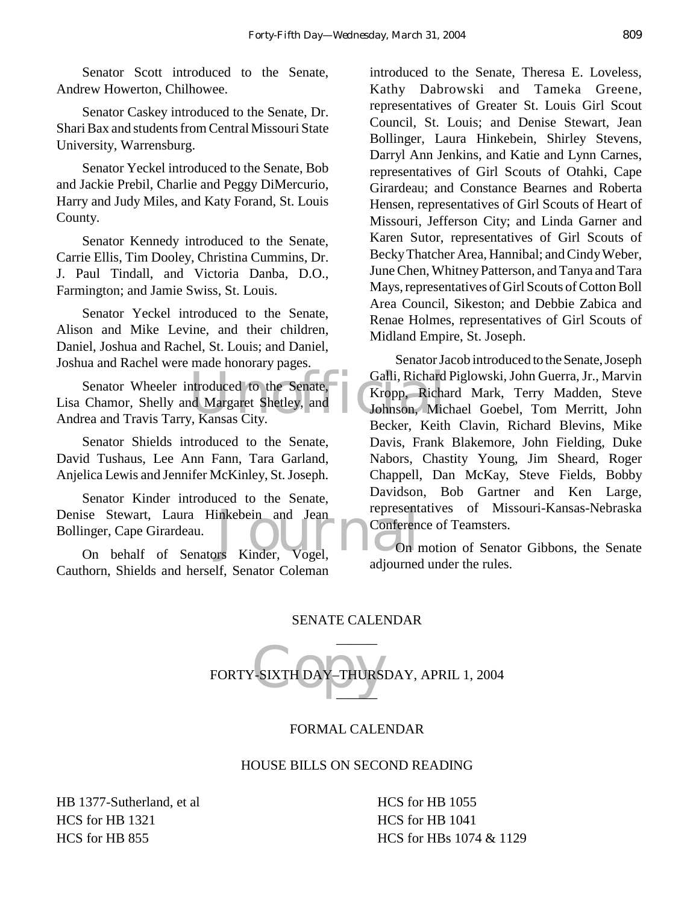Senator Scott introduced to the Senate, Andrew Howerton, Chilhowee.

Senator Caskey introduced to the Senate, Dr. Shari Bax and students from Central Missouri State University, Warrensburg.

Senator Yeckel introduced to the Senate, Bob and Jackie Prebil, Charlie and Peggy DiMercurio, Harry and Judy Miles, and Katy Forand, St. Louis County.

Senator Kennedy introduced to the Senate, Carrie Ellis, Tim Dooley, Christina Cummins, Dr. J. Paul Tindall, and Victoria Danba, D.O., Farmington; and Jamie Swiss, St. Louis.

Senator Yeckel introduced to the Senate, Alison and Mike Levine, and their children, Daniel, Joshua and Rachel, St. Louis; and Daniel, Joshua and Rachel were made honorary pages.

Senator Wheeler introduced to the Senate, Lisa Chamor, Shelly and Margaret Shetley, and Andrea and Travis Tarry, Kansas City.

Senator Shields introduced to the Senate, David Tushaus, Lee Ann Fann, Tara Garland, Anjelica Lewis and Jennifer McKinley, St. Joseph.

Senator Kinder introduced to the Senate, Denise Stewart, Laura Hinkebein and Jean Bollinger, Cape Girardeau.

On behalf of Senators Kinder, Vogel, Cauthorn, Shields and herself, Senator Coleman introduced to the Senate, Theresa E. Loveless, Kathy Dabrowski and Tameka Greene, representatives of Greater St. Louis Girl Scout Council, St. Louis; and Denise Stewart, Jean Bollinger, Laura Hinkebein, Shirley Stevens, Darryl Ann Jenkins, and Katie and Lynn Carnes, representatives of Girl Scouts of Otahki, Cape Girardeau; and Constance Bearnes and Roberta Hensen, representatives of Girl Scouts of Heart of Missouri, Jefferson City; and Linda Garner and Karen Sutor, representatives of Girl Scouts of Becky Thatcher Area, Hannibal; and Cindy Weber, June Chen, Whitney Patterson, and Tanya and Tara Mays, representatives of Girl Scouts of Cotton Boll Area Council, Sikeston; and Debbie Zabica and Renae Holmes, representatives of Girl Scouts of Midland Empire, St. Joseph.

Senator Jacob introduced to the Senate, Joseph Galli, Richard Piglowski, John Guerra, Jr., Marvin Kropp, Richard Mark, Terry Madden, Steve Johnson, Michael Goebel, Tom Merritt, John Becker, Keith Clavin, Richard Blevins, Mike Davis, Frank Blakemore, John Fielding, Duke Nabors, Chastity Young, Jim Sheard, Roger Chappell, Dan McKay, Steve Fields, Bobby Davidson, Bob Gartner and Ken Large, representatives of Missouri-Kansas-Nebraska Conference of Teamsters.

On motion of Senator Gibbons, the Senate adjourned under the rules.

## SENATE CALENDAR

______

## FORTY-SIXTH DAY–THURSDAY, APRIL 1, 2004

______

### FORMAL CALENDAR

### HOUSE BILLS ON SECOND READING

HB 1377-Sutherland, et al
HCS for HB 1321
HCS for HB 855
HCS for HB 1055
HCS for HB 1041
HCS for HBs 1074 & 1129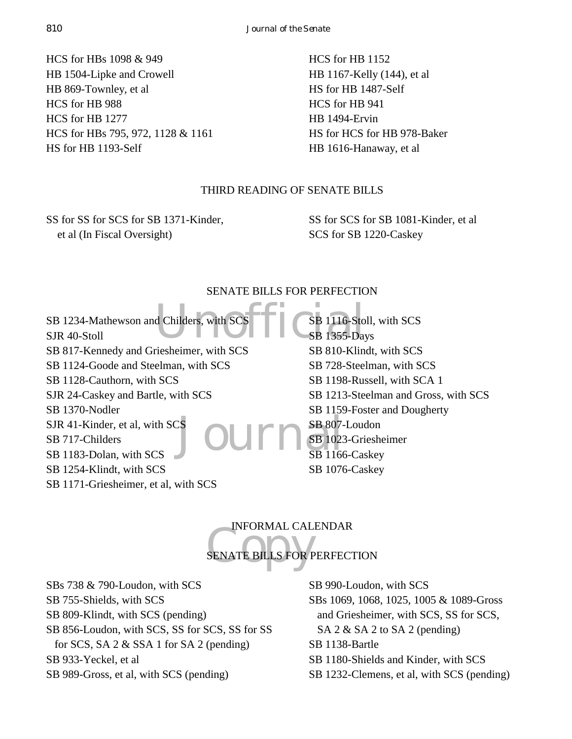HCS for HBs 1098 & 949
HB 1504-Lipke and Crowell
HB 869-Townley, et al
HCS for HB 988
HCS for HB 1277
HCS for HBs 795, 972, 1128 & 1161
HS for HB 1193-Self
HCS for HB 1152
HB 1167-Kelly (144), et al
HS for HB 1487-Self
HCS for HB 941
HB 1494-Ervin
HS for HCS for HB 978-Baker
HB 1616-Hanaway, et al

## THIRD READING OF SENATE BILLS

SS for SS for SCS for SB 1371-Kinder, et al (In Fiscal Oversight)
SS for SCS for SB 1081-Kinder, et al
SCS for SB 1220-Caskey

## SENATE BILLS FOR PERFECTION

SB 1234-Mathewson and Childers, with SCS
SJR 40-Stoll
SB 817-Kennedy and Griesheimer, with SCS
SB 1124-Goode and Steelman, with SCS
SB 1128-Cauthorn, with SCS
SJR 24-Caskey and Bartle, with SCS
SB 1370-Nodler
SJR 41-Kinder, et al, with SCS
SB 717-Childers
SB 1183-Dolan, with SCS
SB 1254-Klindt, with SCS
SB 1171-Griesheimer, et al, with SCS
SB 1116-Stoll, with SCS
SB 1355-Days
SB 810-Klindt, with SCS
SB 728-Steelman, with SCS
SB 1198-Russell, with SCA 1
SB 1213-Steelman and Gross, with SCS
SB 1159-Foster and Dougherty
SB 807-Loudon
SB 1023-Griesheimer
SB 1166-Caskey
SB 1076-Caskey

## INFORMAL CALENDAR

## SENATE BILLS FOR PERFECTION

SBs 738 & 790-Loudon, with SCS
SB 755-Shields, with SCS
SB 809-Klindt, with SCS (pending)
SB 856-Loudon, with SCS, SS for SCS, SS for SS for SCS, SA 2 & SSA 1 for SA 2 (pending)
SB 933-Yeckel, et al
SB 989-Gross, et al, with SCS (pending)
SB 990-Loudon, with SCS
SBs 1069, 1068, 1025, 1005 & 1089-Gross and Griesheimer, with SCS, SS for SCS, SA 2 & SA 2 to SA 2 (pending)
SB 1138-Bartle
SB 1180-Shields and Kinder, with SCS
SB 1232-Clemens, et al, with SCS (pending)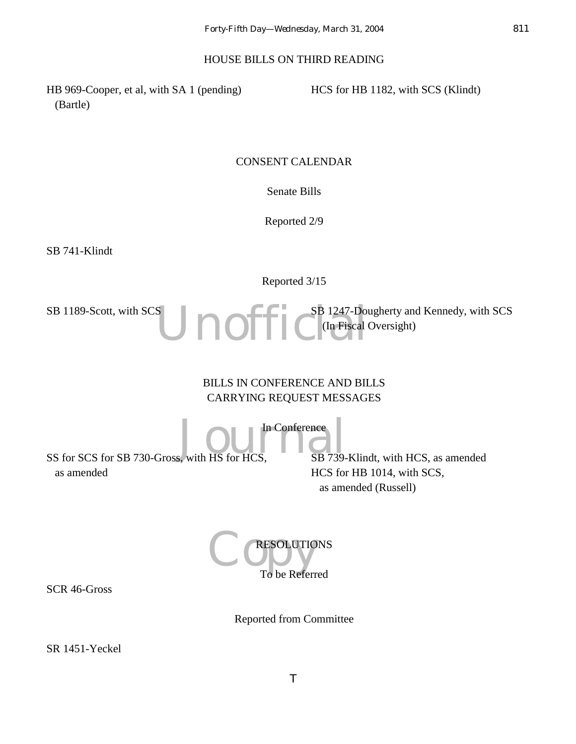HOUSE BILLS ON THIRD READING

HB 969-Cooper, et al, with SA 1 (pending) (Bartle)

HCS for HB 1182, with SCS (Klindt)

CONSENT CALENDAR

Senate Bills

Reported 2/9

SB 741-Klindt

Reported 3/15

SB 1189-Scott, with SCS

SB 1247-Dougherty and Kennedy, with SCS (In Fiscal Oversight)

BILLS IN CONFERENCE AND BILLS CARRYING REQUEST MESSAGES

In Conference

SS for SCS for SB 730-Gross, with HS for HCS, as amended

SB 739-Klindt, with HCS, as amended

HCS for HB 1014, with SCS, as amended (Russell)

RESOLUTIONS

To be Referred

SCR 46-Gross

Reported from Committee

SR 1451-Yeckel

T